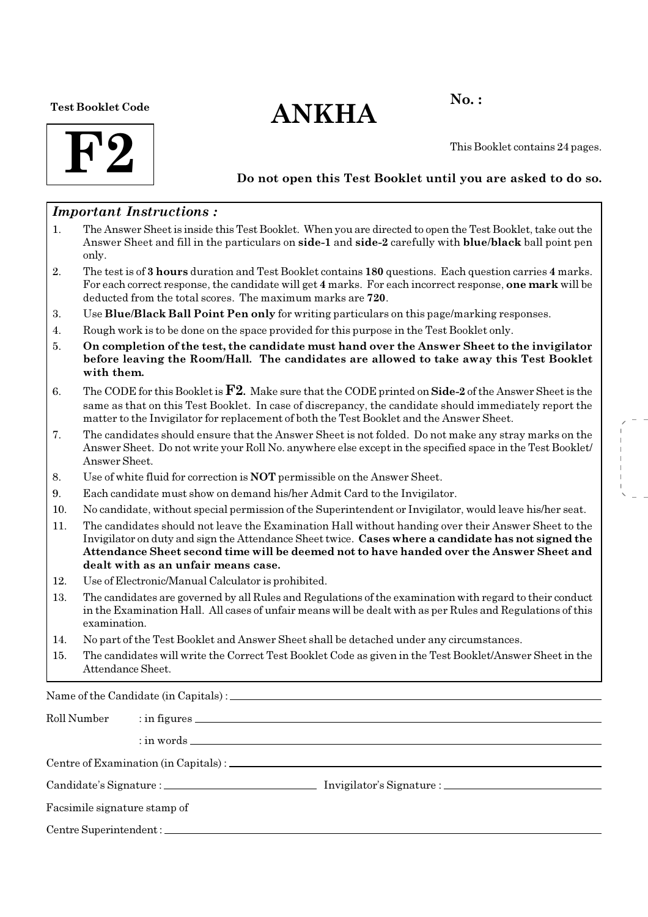**Test Booklet Code**

# F2

# ANKHA

**No. :**

This Booklet contains 24 pages.

**Do not open this Test Booklet until you are asked to do so.**

## *Important Instructions :*

1. The Answer Sheet is inside this Test Booklet. When you are directed to open the Test Booklet, take out the Answer Sheet and fill in the particulars on **side-1** and **side-2** carefully with **blue/black** ball point pen only.
2. The test is of **3 hours** duration and Test Booklet contains **180** questions. Each question carries **4** marks. For each correct response, the candidate will get **4** marks. For each incorrect response, **one mark** will be deducted from the total scores. The maximum marks are **720**.
3. Use **Blue/Black Ball Point Pen only** for writing particulars on this page/marking responses.
4. Rough work is to be done on the space provided for this purpose in the Test Booklet only.
5. **On completion of the test, the candidate must hand over the Answer Sheet to the invigilator before leaving the Room/Hall. The candidates are allowed to take away this Test Booklet with them.**
6. The CODE for this Booklet is **F2**. Make sure that the CODE printed on **Side-2** of the Answer Sheet is the same as that on this Test Booklet. In case of discrepancy, the candidate should immediately report the matter to the Invigilator for replacement of both the Test Booklet and the Answer Sheet.
7. The candidates should ensure that the Answer Sheet is not folded. Do not make any stray marks on the Answer Sheet. Do not write your Roll No. anywhere else except in the specified space in the Test Booklet/Answer Sheet.
8. Use of white fluid for correction is **NOT** permissible on the Answer Sheet.
9. Each candidate must show on demand his/her Admit Card to the Invigilator.
10. No candidate, without special permission of the Superintendent or Invigilator, would leave his/her seat.
11. The candidates should not leave the Examination Hall without handing over their Answer Sheet to the Invigilator on duty and sign the Attendance Sheet twice. **Cases where a candidate has not signed the Attendance Sheet second time will be deemed not to have handed over the Answer Sheet and dealt with as an unfair means case.**
12. Use of Electronic/Manual Calculator is prohibited.
13. The candidates are governed by all Rules and Regulations of the examination with regard to their conduct in the Examination Hall. All cases of unfair means will be dealt with as per Rules and Regulations of this examination.
14. No part of the Test Booklet and Answer Sheet shall be detached under any circumstances.
15. The candidates will write the Correct Test Booklet Code as given in the Test Booklet/Answer Sheet in the Attendance Sheet.

Name of the Candidate (in Capitals) : ____________________

Roll Number : in figures ____________________

: in words ____________________

Centre of Examination (in Capitals) : ____________________

Candidate's Signature : ____________________ Invigilator's Signature : ____________________

Facsimile signature stamp of

Centre Superintendent : ____________________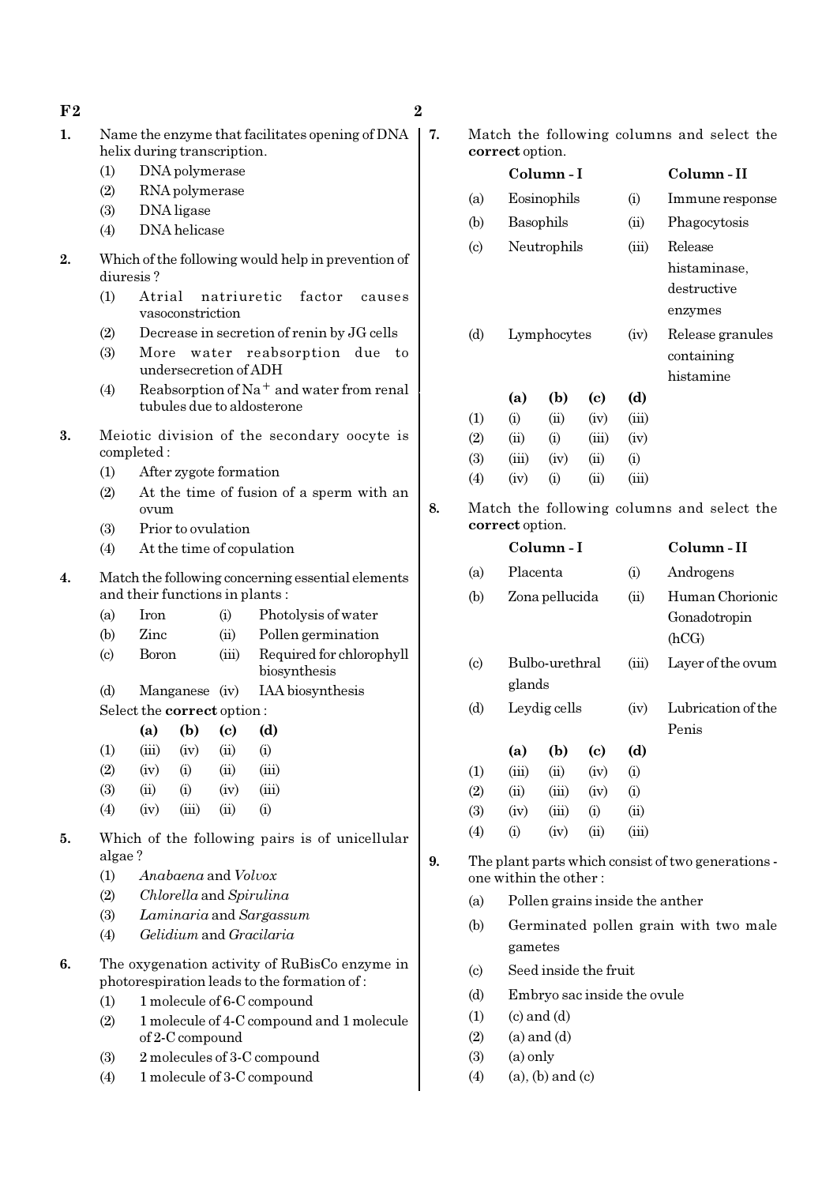1. Name the enzyme that facilitates opening of DNA helix during transcription.
   (1) DNA polymerase
   (2) RNA polymerase
   (3) DNA ligase
   (4) DNA helicase

2. Which of the following would help in prevention of diuresis ?
   (1) Atrial natriuretic factor causes vasoconstriction
   (2) Decrease in secretion of renin by JG cells
   (3) More water reabsorption due to undersecretion of ADH
   (4) Reabsorption of $Na^{+}$ and water from renal tubules due to aldosterone

3. Meiotic division of the secondary oocyte is completed :
   (1) After zygote formation
   (2) At the time of fusion of a sperm with an ovum
   (3) Prior to ovulation
   (4) At the time of copulation

4. Match the following concerning essential elements and their functions in plants :

| | | | |
|---|---|---|---|
| (a) | Iron | (i) | Photolysis of water |
| (b) | Zinc | (ii) | Pollen germination |
| (c) | Boron | (iii) | Required for chlorophyll biosynthesis |
| (d) | Manganese | (iv) | IAA biosynthesis |

Select the **correct** option :

| | (a) | (b) | (c) | (d) |
|---|---|---|---|---|
| (1) | (iii) | (iv) | (ii) | (i) |
| (2) | (iv) | (i) | (ii) | (iii) |
| (3) | (ii) | (i) | (iv) | (iii) |
| (4) | (iv) | (iii) | (ii) | (i) |

5. Which of the following pairs is of unicellular algae ?
   (1) *Anabaena* and *Volvox*
   (2) *Chlorella* and *Spirulina*
   (3) *Laminaria* and *Sargassum*
   (4) *Gelidium* and *Gracilaria*

6. The oxygenation activity of RuBisCo enzyme in photorespiration leads to the formation of :
   (1) 1 molecule of 6-C compound
   (2) 1 molecule of 4-C compound and 1 molecule of 2-C compound
   (3) 2 molecules of 3-C compound
   (4) 1 molecule of 3-C compound

7. Match the following columns and select the **correct** option.

| | Column - I | | Column - II |
|---|---|---|---|
| (a) | Eosinophils | (i) | Immune response |
| (b) | Basophils | (ii) | Phagocytosis |
| (c) | Neutrophils | (iii) | Release histaminase, destructive enzymes |
| (d) | Lymphocytes | (iv) | Release granules containing histamine |

| | (a) | (b) | (c) | (d) |
|---|---|---|---|---|
| (1) | (i) | (ii) | (iv) | (iii) |
| (2) | (ii) | (i) | (iii) | (iv) |
| (3) | (iii) | (iv) | (ii) | (i) |
| (4) | (iv) | (i) | (ii) | (iii) |

8. Match the following columns and select the **correct** option.

| | Column - I | | Column - II |
|---|---|---|---|
| (a) | Placenta | (i) | Androgens |
| (b) | Zona pellucida | (ii) | Human Chorionic Gonadotropin (hCG) |
| (c) | Bulbo-urethral glands | (iii) | Layer of the ovum |
| (d) | Leydig cells | (iv) | Lubrication of the Penis |

| | (a) | (b) | (c) | (d) |
|---|---|---|---|---|
| (1) | (iii) | (ii) | (iv) | (i) |
| (2) | (ii) | (iii) | (iv) | (i) |
| (3) | (iv) | (iii) | (i) | (ii) |
| (4) | (i) | (iv) | (ii) | (iii) |

9. The plant parts which consist of two generations - one within the other :
   (a) Pollen grains inside the anther
   (b) Germinated pollen grain with two male gametes
   (c) Seed inside the fruit
   (d) Embryo sac inside the ovule

   (1) (c) and (d)
   (2) (a) and (d)
   (3) (a) only
   (4) (a), (b) and (c)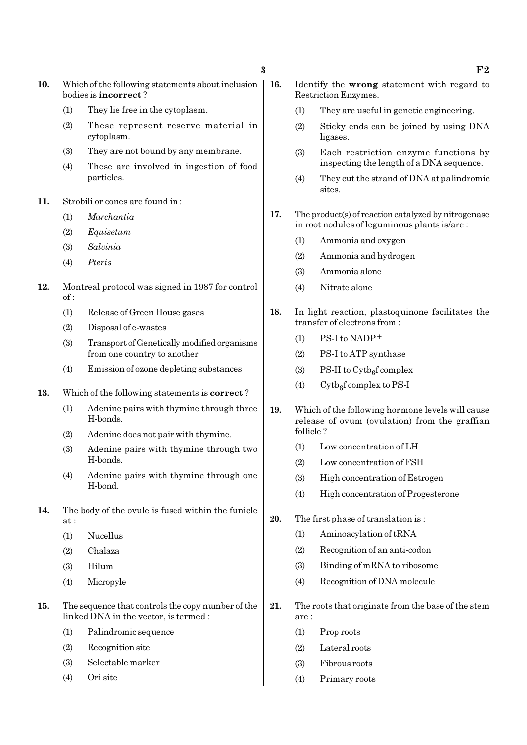10. Which of the following statements about inclusion bodies is **incorrect** ?

 (1) They lie free in the cytoplasm.

 (2) These represent reserve material in cytoplasm.

 (3) They are not bound by any membrane.

 (4) These are involved in ingestion of food particles.

11. Strobili or cones are found in :

 (1) *Marchantia*

 (2) *Equisetum*

 (3) *Salvinia*

 (4) *Pteris*

12. Montreal protocol was signed in 1987 for control of :

 (1) Release of Green House gases

 (2) Disposal of e-wastes

 (3) Transport of Genetically modified organisms from one country to another

 (4) Emission of ozone depleting substances

13. Which of the following statements is **correct** ?

 (1) Adenine pairs with thymine through three H-bonds.

 (2) Adenine does not pair with thymine.

 (3) Adenine pairs with thymine through two H-bonds.

 (4) Adenine pairs with thymine through one H-bond.

14. The body of the ovule is fused within the funicle at :

 (1) Nucellus

 (2) Chalaza

 (3) Hilum

 (4) Micropyle

15. The sequence that controls the copy number of the linked DNA in the vector, is termed :

 (1) Palindromic sequence

 (2) Recognition site

 (3) Selectable marker

 (4) Ori site

16. Identify the **wrong** statement with regard to Restriction Enzymes.

 (1) They are useful in genetic engineering.

 (2) Sticky ends can be joined by using DNA ligases.

 (3) Each restriction enzyme functions by inspecting the length of a DNA sequence.

 (4) They cut the strand of DNA at palindromic sites.

17. The product(s) of reaction catalyzed by nitrogenase in root nodules of leguminous plants is/are :

 (1) Ammonia and oxygen

 (2) Ammonia and hydrogen

 (3) Ammonia alone

 (4) Nitrate alone

18. In light reaction, plastoquinone facilitates the transfer of electrons from :

 (1) PS-I to $NADP^+$

 (2) PS-I to ATP synthase

 (3) PS-II to $Cytb_6f$ complex

 (4) $Cytb_6f$ complex to PS-I

19. Which of the following hormone levels will cause release of ovum (ovulation) from the graffian follicle ?

 (1) Low concentration of LH

 (2) Low concentration of FSH

 (3) High concentration of Estrogen

 (4) High concentration of Progesterone

20. The first phase of translation is :

 (1) Aminoacylation of tRNA

 (2) Recognition of an anti-codon

 (3) Binding of mRNA to ribosome

 (4) Recognition of DNA molecule

21. The roots that originate from the base of the stem are :

 (1) Prop roots

 (2) Lateral roots

 (3) Fibrous roots

 (4) Primary roots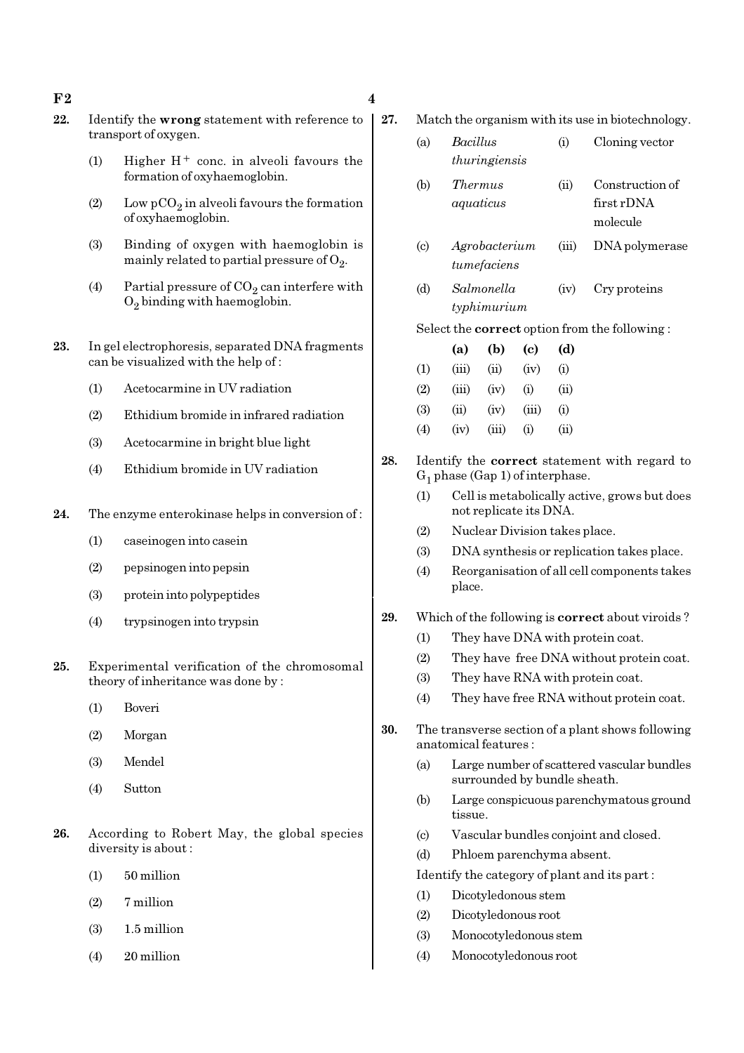**22.** Identify the **wrong** statement with reference to transport of oxygen.

(1) Higher $H^+$ conc. in alveoli favours the formation of oxyhaemoglobin.

(2) Low $pCO_2$ in alveoli favours the formation of oxyhaemoglobin.

(3) Binding of oxygen with haemoglobin is mainly related to partial pressure of $O_2$.

(4) Partial pressure of $CO_2$ can interfere with $O_2$ binding with haemoglobin.

**23.** In gel electrophoresis, separated DNA fragments can be visualized with the help of :

(1) Acetocarmine in UV radiation

(2) Ethidium bromide in infrared radiation

(3) Acetocarmine in bright blue light

(4) Ethidium bromide in UV radiation

**24.** The enzyme enterokinase helps in conversion of :

(1) caseinogen into casein

(2) pepsinogen into pepsin

(3) protein into polypeptides

(4) trypsinogen into trypsin

**25.** Experimental verification of the chromosomal theory of inheritance was done by :

(1) Boveri

(2) Morgan

(3) Mendel

(4) Sutton

**26.** According to Robert May, the global species diversity is about :

(1) 50 million

(2) 7 million

(3) 1.5 million

(4) 20 million

**27.** Match the organism with its use in biotechnology.

| | | | |
|---|---|---|---|
| (a) | *Bacillus thuringiensis* | (i) | Cloning vector |
| (b) | *Thermus aquaticus* | (ii) | Construction of first rDNA molecule |
| (c) | *Agrobacterium tumefaciens* | (iii) | DNA polymerase |
| (d) | *Salmonella typhimurium* | (iv) | Cry proteins |

Select the **correct** option from the following :

| | (a) | (b) | (c) | (d) |
|---|---|---|---|---|
| (1) | (iii) | (ii) | (iv) | (i) |
| (2) | (iii) | (iv) | (i) | (ii) |
| (3) | (ii) | (iv) | (iii) | (i) |
| (4) | (iv) | (iii) | (i) | (ii) |

**28.** Identify the **correct** statement with regard to $G_1$ phase (Gap 1) of interphase.

(1) Cell is metabolically active, grows but does not replicate its DNA.

(2) Nuclear Division takes place.

(3) DNA synthesis or replication takes place.

(4) Reorganisation of all cell components takes place.

**29.** Which of the following is **correct** about viroids ?

(1) They have DNA with protein coat.

(2) They have free DNA without protein coat.

(3) They have RNA with protein coat.

(4) They have free RNA without protein coat.

**30.** The transverse section of a plant shows following anatomical features :

(a) Large number of scattered vascular bundles surrounded by bundle sheath.

(b) Large conspicuous parenchymatous ground tissue.

(c) Vascular bundles conjoint and closed.

(d) Phloem parenchyma absent.

Identify the category of plant and its part :

(1) Dicotyledonous stem

(2) Dicotyledonous root

(3) Monocotyledonous stem

(4) Monocotyledonous root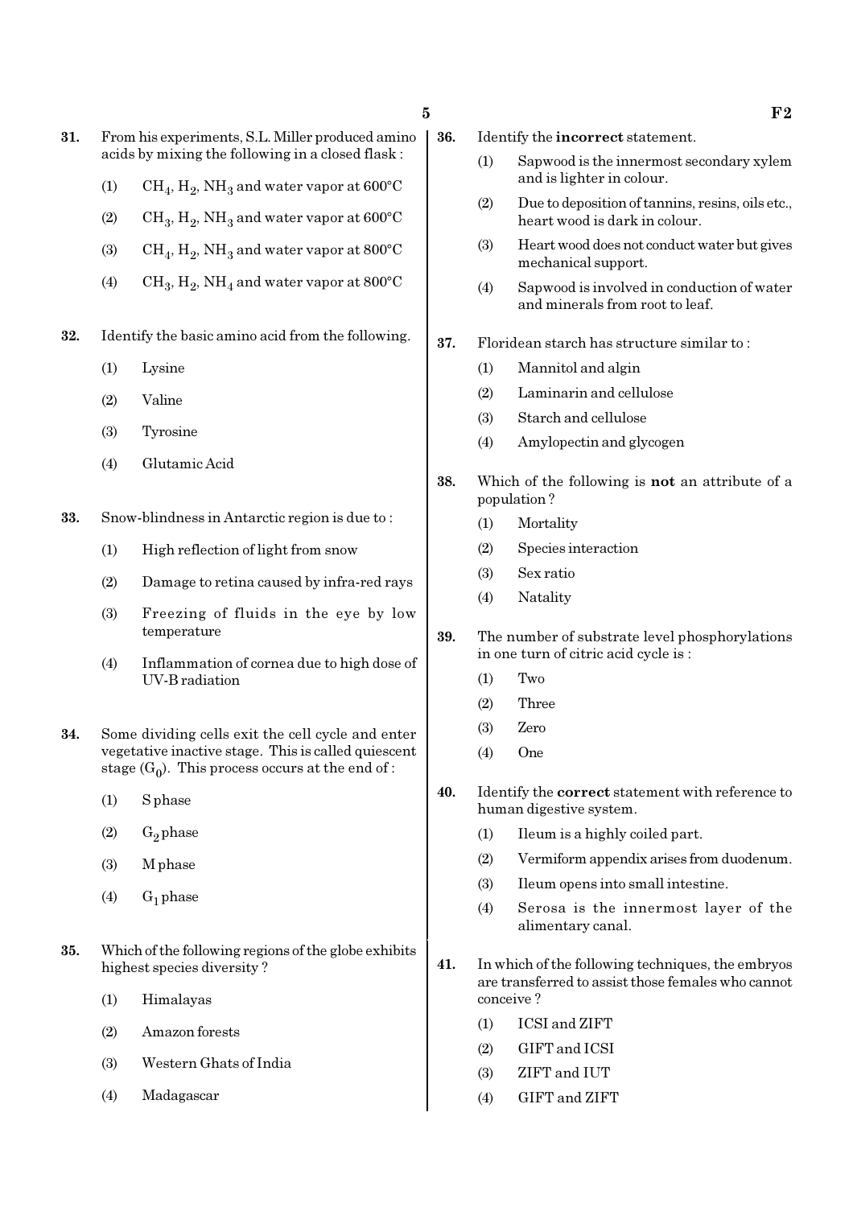**31.** From his experiments, S.L. Miller produced amino acids by mixing the following in a closed flask :

(1) $CH_4$, $H_2$, $NH_3$ and water vapor at 600°C

(2) $CH_3$, $H_2$, $NH_3$ and water vapor at 600°C

(3) $CH_4$, $H_2$, $NH_3$ and water vapor at 800°C

(4) $CH_3$, $H_2$, $NH_4$ and water vapor at 800°C

**32.** Identify the basic amino acid from the following.

(1) Lysine

(2) Valine

(3) Tyrosine

(4) Glutamic Acid

**33.** Snow-blindness in Antarctic region is due to :

(1) High reflection of light from snow

(2) Damage to retina caused by infra-red rays

(3) Freezing of fluids in the eye by low temperature

(4) Inflammation of cornea due to high dose of UV-B radiation

**34.** Some dividing cells exit the cell cycle and enter vegetative inactive stage. This is called quiescent stage ($G_0$). This process occurs at the end of :

(1) S phase

(2) $G_2$ phase

(3) M phase

(4) $G_1$ phase

**35.** Which of the following regions of the globe exhibits highest species diversity ?

(1) Himalayas

(2) Amazon forests

(3) Western Ghats of India

(4) Madagascar

**36.** Identify the **incorrect** statement.

(1) Sapwood is the innermost secondary xylem and is lighter in colour.

(2) Due to deposition of tannins, resins, oils etc., heart wood is dark in colour.

(3) Heart wood does not conduct water but gives mechanical support.

(4) Sapwood is involved in conduction of water and minerals from root to leaf.

**37.** Floridean starch has structure similar to :

(1) Mannitol and algin

(2) Laminarin and cellulose

(3) Starch and cellulose

(4) Amylopectin and glycogen

**38.** Which of the following is **not** an attribute of a population ?

(1) Mortality

(2) Species interaction

(3) Sex ratio

(4) Natality

**39.** The number of substrate level phosphorylations in one turn of citric acid cycle is :

(1) Two

(2) Three

(3) Zero

(4) One

**40.** Identify the **correct** statement with reference to human digestive system.

(1) Ileum is a highly coiled part.

(2) Vermiform appendix arises from duodenum.

(3) Ileum opens into small intestine.

(4) Serosa is the innermost layer of the alimentary canal.

**41.** In which of the following techniques, the embryos are transferred to assist those females who cannot conceive ?

(1) ICSI and ZIFT

(2) GIFT and ICSI

(3) ZIFT and IUT

(4) GIFT and ZIFT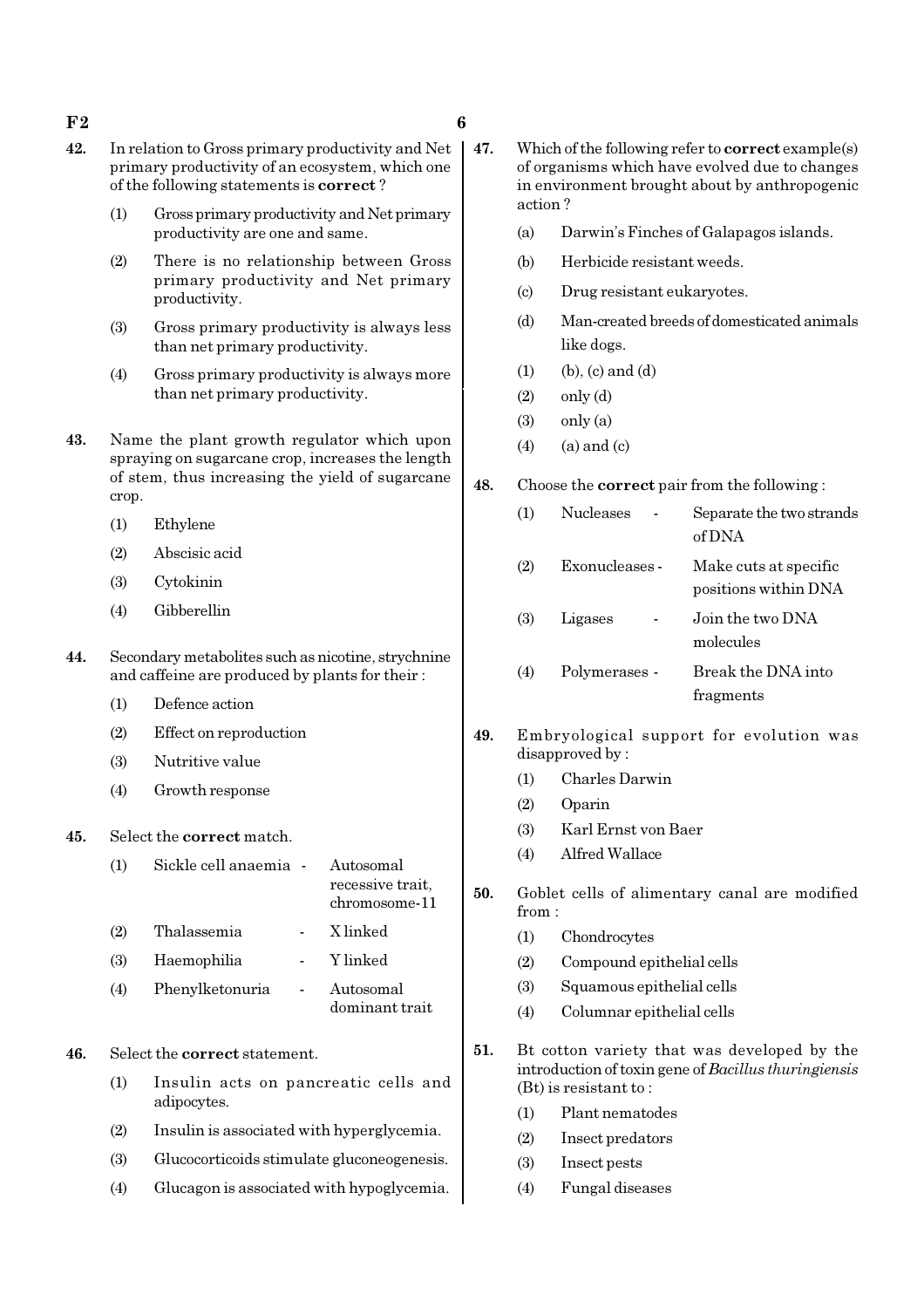42. In relation to Gross primary productivity and Net primary productivity of an ecosystem, which one of the following statements is **correct** ?

(1) Gross primary productivity and Net primary productivity are one and same.

(2) There is no relationship between Gross primary productivity and Net primary productivity.

(3) Gross primary productivity is always less than net primary productivity.

(4) Gross primary productivity is always more than net primary productivity.

43. Name the plant growth regulator which upon spraying on sugarcane crop, increases the length of stem, thus increasing the yield of sugarcane crop.

(1) Ethylene

(2) Abscisic acid

(3) Cytokinin

(4) Gibberellin

44. Secondary metabolites such as nicotine, strychnine and caffeine are produced by plants for their :

(1) Defence action

(2) Effect on reproduction

(3) Nutritive value

(4) Growth response

45. Select the **correct** match.

(1) Sickle cell anaemia - Autosomal recessive trait, chromosome-11

(2) Thalassemia - X linked

(3) Haemophilia - Y linked

(4) Phenylketonuria - Autosomal dominant trait

46. Select the **correct** statement.

(1) Insulin acts on pancreatic cells and adipocytes.

(2) Insulin is associated with hyperglycemia.

(3) Glucocorticoids stimulate gluconeogenesis.

(4) Glucagon is associated with hypoglycemia.

47. Which of the following refer to **correct** example(s) of organisms which have evolved due to changes in environment brought about by anthropogenic action ?

(a) Darwin's Finches of Galapagos islands.

(b) Herbicide resistant weeds.

(c) Drug resistant eukaryotes.

(d) Man-created breeds of domesticated animals like dogs.

(1) (b), (c) and (d)

(2) only (d)

(3) only (a)

(4) (a) and (c)

48. Choose the **correct** pair from the following :

(1) Nucleases - Separate the two strands of DNA

(2) Exonucleases - Make cuts at specific positions within DNA

(3) Ligases - Join the two DNA molecules

(4) Polymerases - Break the DNA into fragments

49. Embryological support for evolution was disapproved by :

(1) Charles Darwin

(2) Oparin

(3) Karl Ernst von Baer

(4) Alfred Wallace

50. Goblet cells of alimentary canal are modified from :

(1) Chondrocytes

(2) Compound epithelial cells

(3) Squamous epithelial cells

(4) Columnar epithelial cells

51. Bt cotton variety that was developed by the introduction of toxin gene of *Bacillus thuringiensis* (Bt) is resistant to :

(1) Plant nematodes

(2) Insect predators

(3) Insect pests

(4) Fungal diseases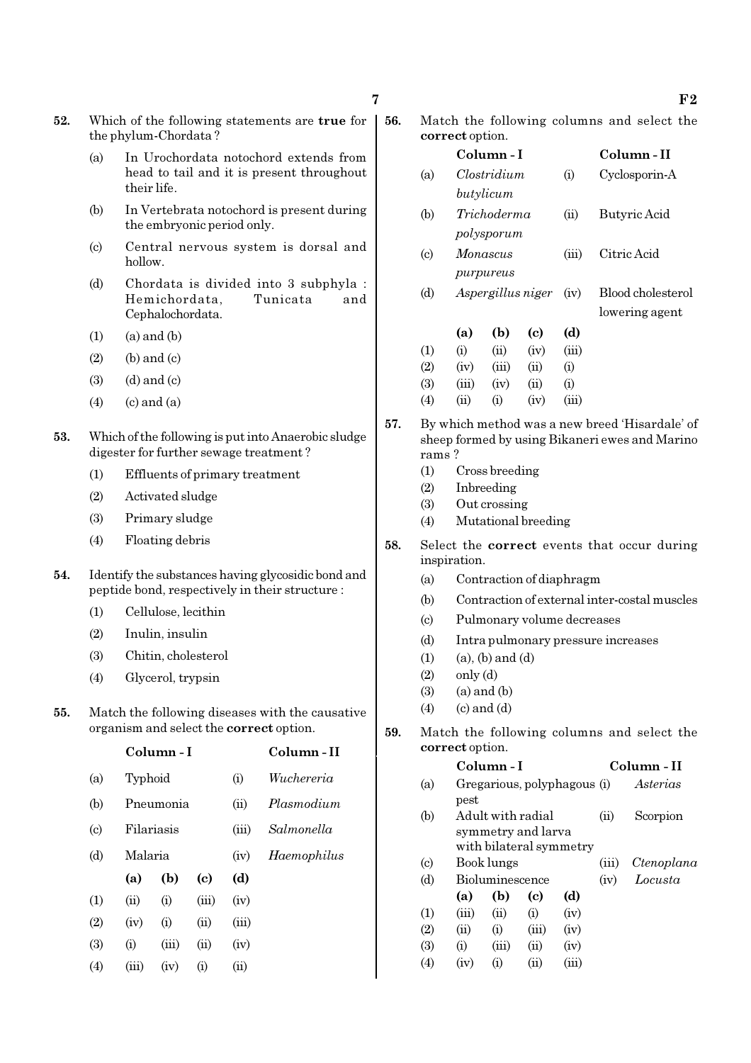**52.** Which of the following statements are **true** for the phylum-Chordata ?

(a) In Urochordata notochord extends from head to tail and it is present throughout their life.

(b) In Vertebrata notochord is present during the embryonic period only.

(c) Central nervous system is dorsal and hollow.

(d) Chordata is divided into 3 subphyla : Hemichordata, Tunicata and Cephalochordata.

(1) (a) and (b)

(2) (b) and (c)

(3) (d) and (c)

(4) (c) and (a)

**53.** Which of the following is put into Anaerobic sludge digester for further sewage treatment ?

(1) Effluents of primary treatment

(2) Activated sludge

(3) Primary sludge

(4) Floating debris

**54.** Identify the substances having glycosidic bond and peptide bond, respectively in their structure :

(1) Cellulose, lecithin

(2) Inulin, insulin

(3) Chitin, cholesterol

(4) Glycerol, trypsin

**55.** Match the following diseases with the causative organism and select the **correct** option.

| | Column - I | | Column - II |
|---|---|---|---|
| (a) | Typhoid | (i) | *Wuchereria* |
| (b) | Pneumonia | (ii) | *Plasmodium* |
| (c) | Filariasis | (iii) | *Salmonella* |
| (d) | Malaria | (iv) | *Haemophilus* |

| | (a) | (b) | (c) | (d) |
|---|---|---|---|---|
| (1) | (ii) | (i) | (iii) | (iv) |
| (2) | (iv) | (i) | (ii) | (iii) |
| (3) | (i) | (iii) | (ii) | (iv) |
| (4) | (iii) | (iv) | (i) | (ii) |

**56.** Match the following columns and select the **correct** option.

| | Column - I | | Column - II |
|---|---|---|---|
| (a) | *Clostridium butylicum* | (i) | Cyclosporin-A |
| (b) | *Trichoderma polysporum* | (ii) | Butyric Acid |
| (c) | *Monascus purpureus* | (iii) | Citric Acid |
| (d) | *Aspergillus niger* | (iv) | Blood cholesterol lowering agent |

| | (a) | (b) | (c) | (d) |
|---|---|---|---|---|
| (1) | (i) | (ii) | (iv) | (iii) |
| (2) | (iv) | (iii) | (ii) | (i) |
| (3) | (iii) | (iv) | (ii) | (i) |
| (4) | (ii) | (i) | (iv) | (iii) |

**57.** By which method was a new breed 'Hisardale' of sheep formed by using Bikaneri ewes and Marino rams ?

(1) Cross breeding

(2) Inbreeding

(3) Out crossing

(4) Mutational breeding

**58.** Select the **correct** events that occur during inspiration.

(a) Contraction of diaphragm

(b) Contraction of external inter-costal muscles

(c) Pulmonary volume decreases

(d) Intra pulmonary pressure increases

(1) (a), (b) and (d)

(2) only (d)

(3) (a) and (b)

(4) (c) and (d)

**59.** Match the following columns and select the **correct** option.

| | Column - I | | Column - II |
|---|---|---|---|
| (a) | Gregarious, polyphagous pest | (i) | *Asterias* |
| (b) | Adult with radial symmetry and larva with bilateral symmetry | (ii) | Scorpion |
| (c) | Book lungs | (iii) | *Ctenoplana* |
| (d) | Bioluminescence | (iv) | *Locusta* |

| | (a) | (b) | (c) | (d) |
|---|---|---|---|---|
| (1) | (iii) | (ii) | (i) | (iv) |
| (2) | (ii) | (i) | (iii) | (iv) |
| (3) | (i) | (iii) | (ii) | (iv) |
| (4) | (iv) | (i) | (ii) | (iii) |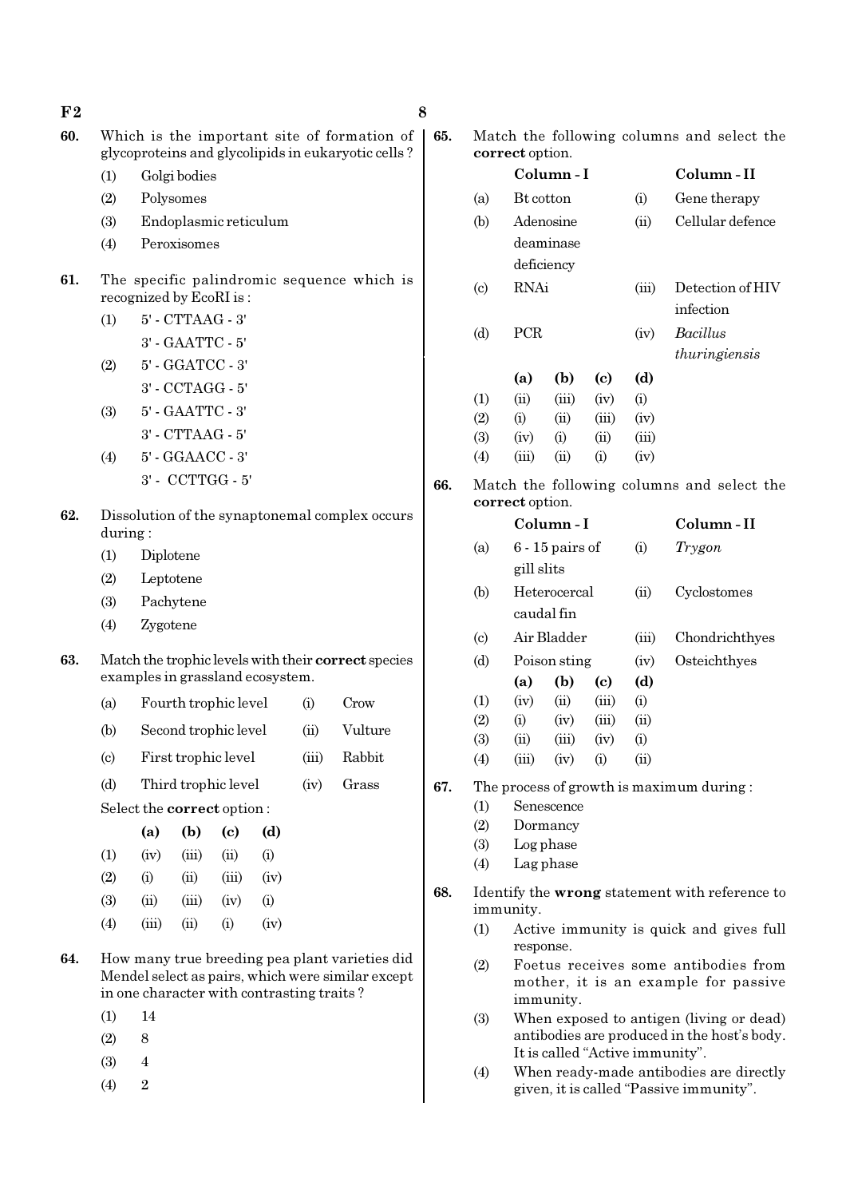**60.** Which is the important site of formation of glycoproteins and glycolipids in eukaryotic cells ?

(1) Golgi bodies
(2) Polysomes
(3) Endoplasmic reticulum
(4) Peroxisomes

**61.** The specific palindromic sequence which is recognized by EcoRI is :

(1) 5' - CTTAAG - 3'
3' - GAATTC - 5'
(2) 5' - GGATCC - 3'
3' - CCTAGG - 5'
(3) 5' - GAATTC - 3'
3' - CTTAAG - 5'
(4) 5' - GGAACC - 3'
3' - CCTTGG - 5'

**62.** Dissolution of the synaptonemal complex occurs during :

(1) Diplotene
(2) Leptotene
(3) Pachytene
(4) Zygotene

**63.** Match the trophic levels with their **correct** species examples in grassland ecosystem.

| | | | |
|---|---|---|---|
| (a) | Fourth trophic level | (i) | Crow |
| (b) | Second trophic level | (ii) | Vulture |
| (c) | First trophic level | (iii) | Rabbit |
| (d) | Third trophic level | (iv) | Grass |

Select the **correct** option :

| | (a) | (b) | (c) | (d) |
|---|---|---|---|---|
| (1) | (iv) | (iii) | (ii) | (i) |
| (2) | (i) | (ii) | (iii) | (iv) |
| (3) | (ii) | (iii) | (iv) | (i) |
| (4) | (iii) | (ii) | (i) | (iv) |

**64.** How many true breeding pea plant varieties did Mendel select as pairs, which were similar except in one character with contrasting traits ?

(1) 14
(2) 8
(3) 4
(4) 2

**65.** Match the following columns and select the **correct** option.

| | Column - I | | Column - II |
|---|---|---|---|
| (a) | Bt cotton | (i) | Gene therapy |
| (b) | Adenosine deaminase deficiency | (ii) | Cellular defence |
| (c) | RNAi | (iii) | Detection of HIV infection |
| (d) | PCR | (iv) | *Bacillus thuringiensis* |

| | (a) | (b) | (c) | (d) |
|---|---|---|---|---|
| (1) | (ii) | (iii) | (iv) | (i) |
| (2) | (i) | (ii) | (iii) | (iv) |
| (3) | (iv) | (i) | (ii) | (iii) |
| (4) | (iii) | (ii) | (i) | (iv) |

**66.** Match the following columns and select the **correct** option.

| | Column - I | | Column - II |
|---|---|---|---|
| (a) | 6 - 15 pairs of gill slits | (i) | *Trygon* |
| (b) | Heterocercal caudal fin | (ii) | Cyclostomes |
| (c) | Air Bladder | (iii) | Chondrichthyes |
| (d) | Poison sting | (iv) | Osteichthyes |

| | (a) | (b) | (c) | (d) |
|---|---|---|---|---|
| (1) | (iv) | (ii) | (iii) | (i) |
| (2) | (i) | (iv) | (iii) | (ii) |
| (3) | (ii) | (iii) | (iv) | (i) |
| (4) | (iii) | (iv) | (i) | (ii) |

**67.** The process of growth is maximum during :

(1) Senescence
(2) Dormancy
(3) Log phase
(4) Lag phase

**68.** Identify the **wrong** statement with reference to immunity.

(1) Active immunity is quick and gives full response.
(2) Foetus receives some antibodies from mother, it is an example for passive immunity.
(3) When exposed to antigen (living or dead) antibodies are produced in the host's body. It is called "Active immunity".
(4) When ready-made antibodies are directly given, it is called "Passive immunity".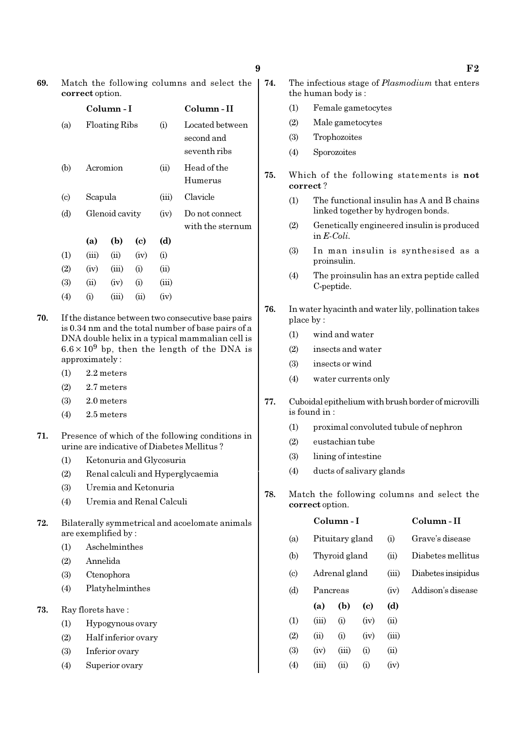**69.** Match the following columns and select the **correct** option.

| | Column - I | | Column - II |
|---|---|---|---|
| (a) | Floating Ribs | (i) | Located between second and seventh ribs |
| (b) | Acromion | (ii) | Head of the Humerus |
| (c) | Scapula | (iii) | Clavicle |
| (d) | Glenoid cavity | (iv) | Do not connect with the sternum |

| | (a) | (b) | (c) | (d) |
|---|---|---|---|---|
| (1) | (iii) | (ii) | (iv) | (i) |
| (2) | (iv) | (iii) | (i) | (ii) |
| (3) | (ii) | (iv) | (i) | (iii) |
| (4) | (i) | (iii) | (ii) | (iv) |

**70.** If the distance between two consecutive base pairs is 0.34 nm and the total number of base pairs of a DNA double helix in a typical mammalian cell is $6.6 \times 10^9$ bp, then the length of the DNA is approximately :

(1) 2.2 meters

(2) 2.7 meters

(3) 2.0 meters

(4) 2.5 meters

**71.** Presence of which of the following conditions in urine are indicative of Diabetes Mellitus ?

(1) Ketonuria and Glycosuria

(2) Renal calculi and Hyperglycaemia

(3) Uremia and Ketonuria

(4) Uremia and Renal Calculi

**72.** Bilaterally symmetrical and acoelomate animals are exemplified by :

(1) Aschelminthes

(2) Annelida

(3) Ctenophora

(4) Platyhelminthes

**73.** Ray florets have :

(1) Hypogynous ovary

(2) Half inferior ovary

(3) Inferior ovary

(4) Superior ovary

**74.** The infectious stage of *Plasmodium* that enters the human body is :

(1) Female gametocytes

(2) Male gametocytes

(3) Trophozoites

(4) Sporozoites

**75.** Which of the following statements is **not correct** ?

(1) The functional insulin has A and B chains linked together by hydrogen bonds.

(2) Genetically engineered insulin is produced in *E-Coli*.

(3) In man insulin is synthesised as a proinsulin.

(4) The proinsulin has an extra peptide called C-peptide.

**76.** In water hyacinth and water lily, pollination takes place by :

(1) wind and water

(2) insects and water

(3) insects or wind

(4) water currents only

**77.** Cuboidal epithelium with brush border of microvilli is found in :

(1) proximal convoluted tubule of nephron

(2) eustachian tube

(3) lining of intestine

(4) ducts of salivary glands

**78.** Match the following columns and select the **correct** option.

| | Column - I | | Column - II |
|---|---|---|---|
| (a) | Pituitary gland | (i) | Grave's disease |
| (b) | Thyroid gland | (ii) | Diabetes mellitus |
| (c) | Adrenal gland | (iii) | Diabetes insipidus |
| (d) | Pancreas | (iv) | Addison's disease |

| | (a) | (b) | (c) | (d) |
|---|---|---|---|---|
| (1) | (iii) | (i) | (iv) | (ii) |
| (2) | (ii) | (i) | (iv) | (iii) |
| (3) | (iv) | (iii) | (i) | (ii) |
| (4) | (iii) | (ii) | (i) | (iv) |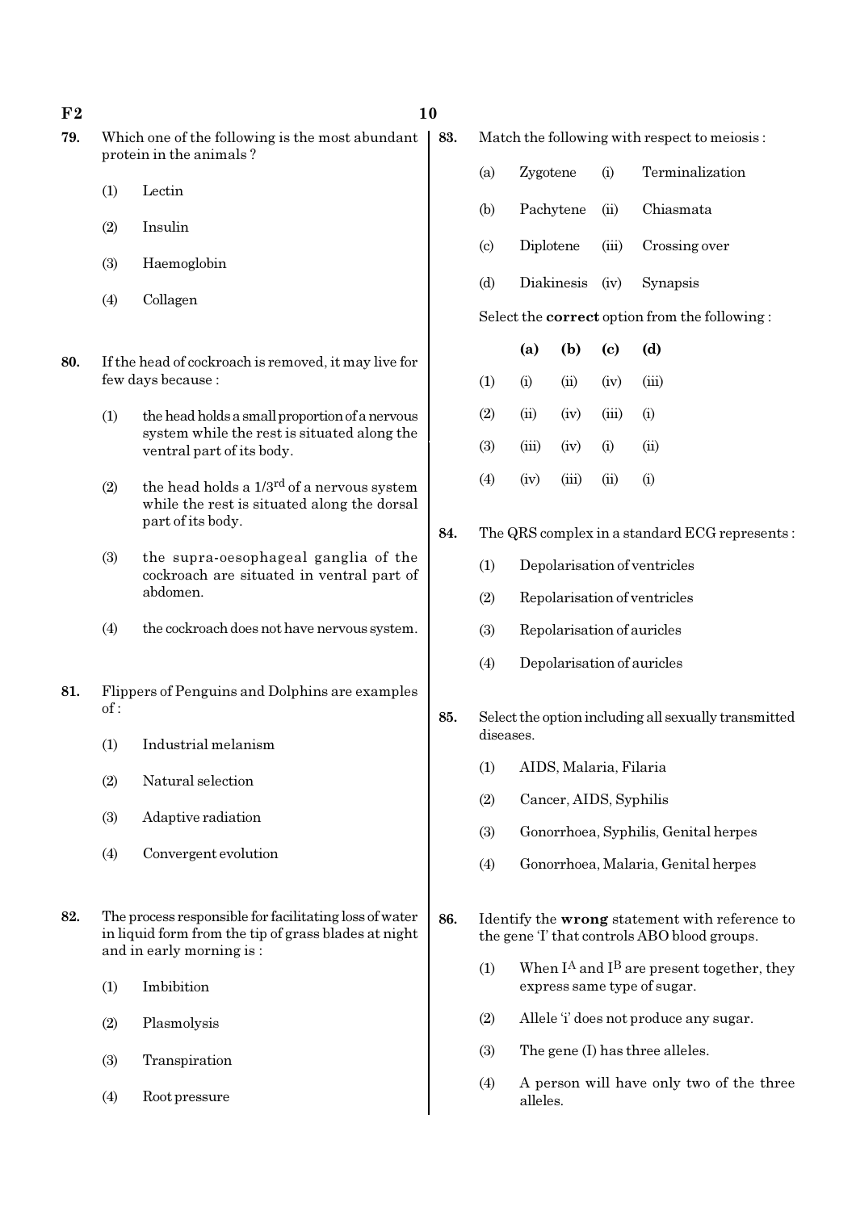79. Which one of the following is the most abundant protein in the animals ?

    (1) Lectin

    (2) Insulin

    (3) Haemoglobin

    (4) Collagen

80. If the head of cockroach is removed, it may live for few days because :

    (1) the head holds a small proportion of a nervous system while the rest is situated along the ventral part of its body.

    (2) the head holds a 1/3rd of a nervous system while the rest is situated along the dorsal part of its body.

    (3) the supra-oesophageal ganglia of the cockroach are situated in ventral part of abdomen.

    (4) the cockroach does not have nervous system.

81. Flippers of Penguins and Dolphins are examples of :

    (1) Industrial melanism

    (2) Natural selection

    (3) Adaptive radiation

    (4) Convergent evolution

82. The process responsible for facilitating loss of water in liquid form from the tip of grass blades at night and in early morning is :

    (1) Imbibition

    (2) Plasmolysis

    (3) Transpiration

    (4) Root pressure

83. Match the following with respect to meiosis :

| | | | |
|---|---|---|---|
| (a) | Zygotene | (i) | Terminalization |
| (b) | Pachytene | (ii) | Chiasmata |
| (c) | Diplotene | (iii) | Crossing over |
| (d) | Diakinesis | (iv) | Synapsis |

Select the **correct** option from the following :

| | **(a)** | **(b)** | **(c)** | **(d)** |
|---|---|---|---|---|
| (1) | (i) | (ii) | (iv) | (iii) |
| (2) | (ii) | (iv) | (iii) | (i) |
| (3) | (iii) | (iv) | (i) | (ii) |
| (4) | (iv) | (iii) | (ii) | (i) |

84. The QRS complex in a standard ECG represents :

    (1) Depolarisation of ventricles

    (2) Repolarisation of ventricles

    (3) Repolarisation of auricles

    (4) Depolarisation of auricles

85. Select the option including all sexually transmitted diseases.

    (1) AIDS, Malaria, Filaria

    (2) Cancer, AIDS, Syphilis

    (3) Gonorrhoea, Syphilis, Genital herpes

    (4) Gonorrhoea, Malaria, Genital herpes

86. Identify the **wrong** statement with reference to the gene 'I' that controls ABO blood groups.

    (1) When $I^A$ and $I^B$ are present together, they express same type of sugar.

    (2) Allele 'i' does not produce any sugar.

    (3) The gene (I) has three alleles.

    (4) A person will have only two of the three alleles.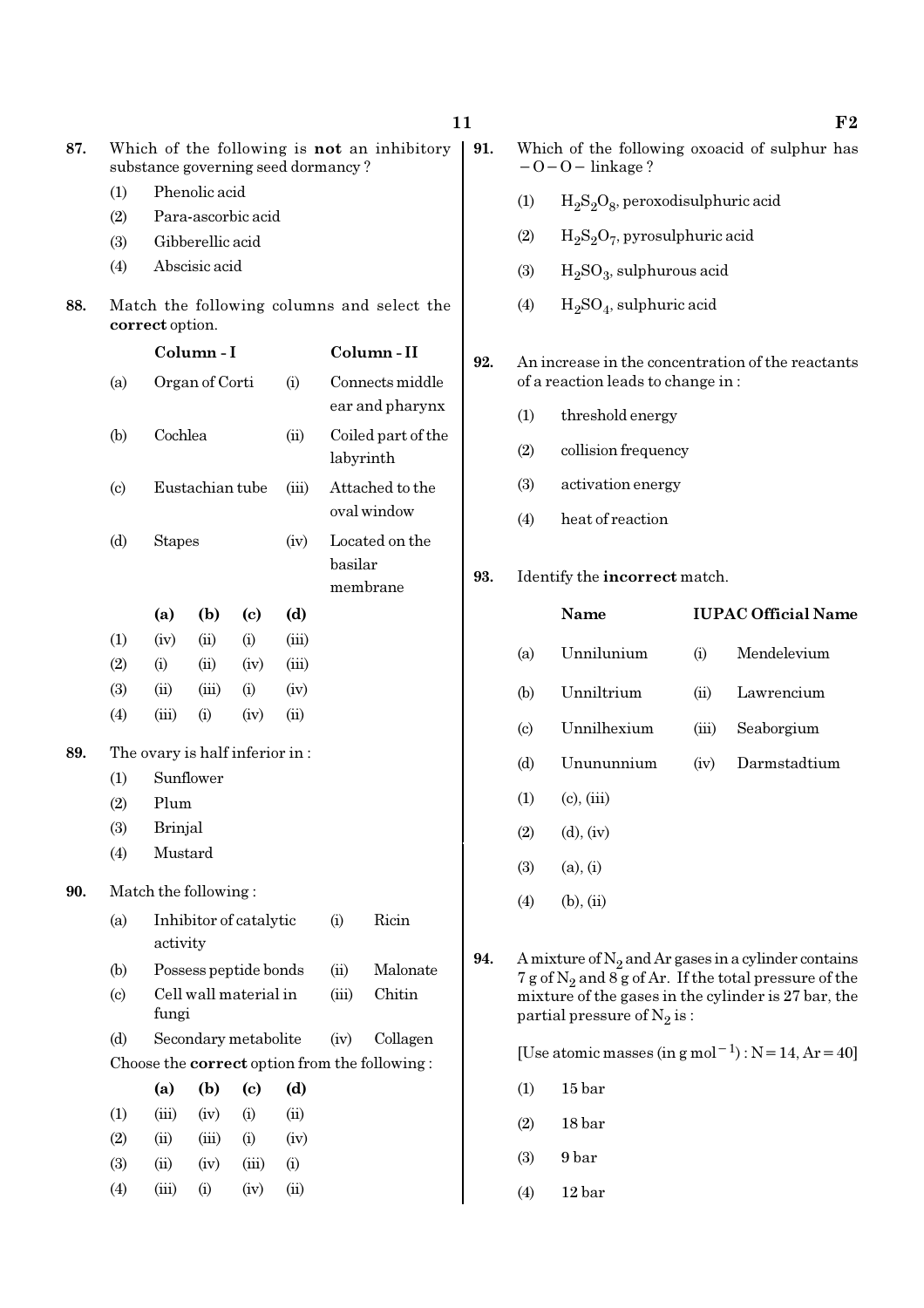87. Which of the following is **not** an inhibitory substance governing seed dormancy ?

(1) Phenolic acid

(2) Para-ascorbic acid

(3) Gibberellic acid

(4) Abscisic acid

88. Match the following columns and select the **correct** option.

| | Column - I | | Column - II |
|---|---|---|---|
| (a) | Organ of Corti | (i) | Connects middle ear and pharynx |
| (b) | Cochlea | (ii) | Coiled part of the labyrinth |
| (c) | Eustachian tube | (iii) | Attached to the oval window |
| (d) | Stapes | (iv) | Located on the basilar membrane |

| | (a) | (b) | (c) | (d) |
|---|---|---|---|---|
| (1) | (iv) | (ii) | (i) | (iii) |
| (2) | (i) | (ii) | (iv) | (iii) |
| (3) | (ii) | (iii) | (i) | (iv) |
| (4) | (iii) | (i) | (iv) | (ii) |

89. The ovary is half inferior in :

(1) Sunflower

(2) Plum

(3) Brinjal

(4) Mustard

90. Match the following :

| | | | |
|---|---|---|---|
| (a) | Inhibitor of catalytic activity | (i) | Ricin |
| (b) | Possess peptide bonds | (ii) | Malonate |
| (c) | Cell wall material in fungi | (iii) | Chitin |
| (d) | Secondary metabolite | (iv) | Collagen |

Choose the **correct** option from the following :

| | (a) | (b) | (c) | (d) |
|---|---|---|---|---|
| (1) | (iii) | (iv) | (i) | (ii) |
| (2) | (ii) | (iii) | (i) | (iv) |
| (3) | (ii) | (iv) | (iii) | (i) |
| (4) | (iii) | (i) | (iv) | (ii) |

91. Which of the following oxoacid of sulphur has $-O-O-$ linkage ?

(1) $H_2S_2O_8$, peroxodisulphuric acid

(2) $H_2S_2O_7$, pyrosulphuric acid

(3) $H_2SO_3$, sulphurous acid

(4) $H_2SO_4$, sulphuric acid

92. An increase in the concentration of the reactants of a reaction leads to change in :

(1) threshold energy

(2) collision frequency

(3) activation energy

(4) heat of reaction

93. Identify the **incorrect** match.

| | Name | | IUPAC Official Name |
|---|---|---|---|
| (a) | Unnilunium | (i) | Mendelevium |
| (b) | Unniltrium | (ii) | Lawrencium |
| (c) | Unnilhexium | (iii) | Seaborgium |
| (d) | Unununnium | (iv) | Darmstadtium |

(1) (c), (iii)

(2) (d), (iv)

(3) (a), (i)

(4) (b), (ii)

94. A mixture of $N_2$ and Ar gases in a cylinder contains 7 g of $N_2$ and 8 g of Ar. If the total pressure of the mixture of the gases in the cylinder is 27 bar, the partial pressure of $N_2$ is :

[Use atomic masses (in g mol$^{-1}$) : N = 14, Ar = 40]

(1) 15 bar

(2) 18 bar

(3) 9 bar

(4) 12 bar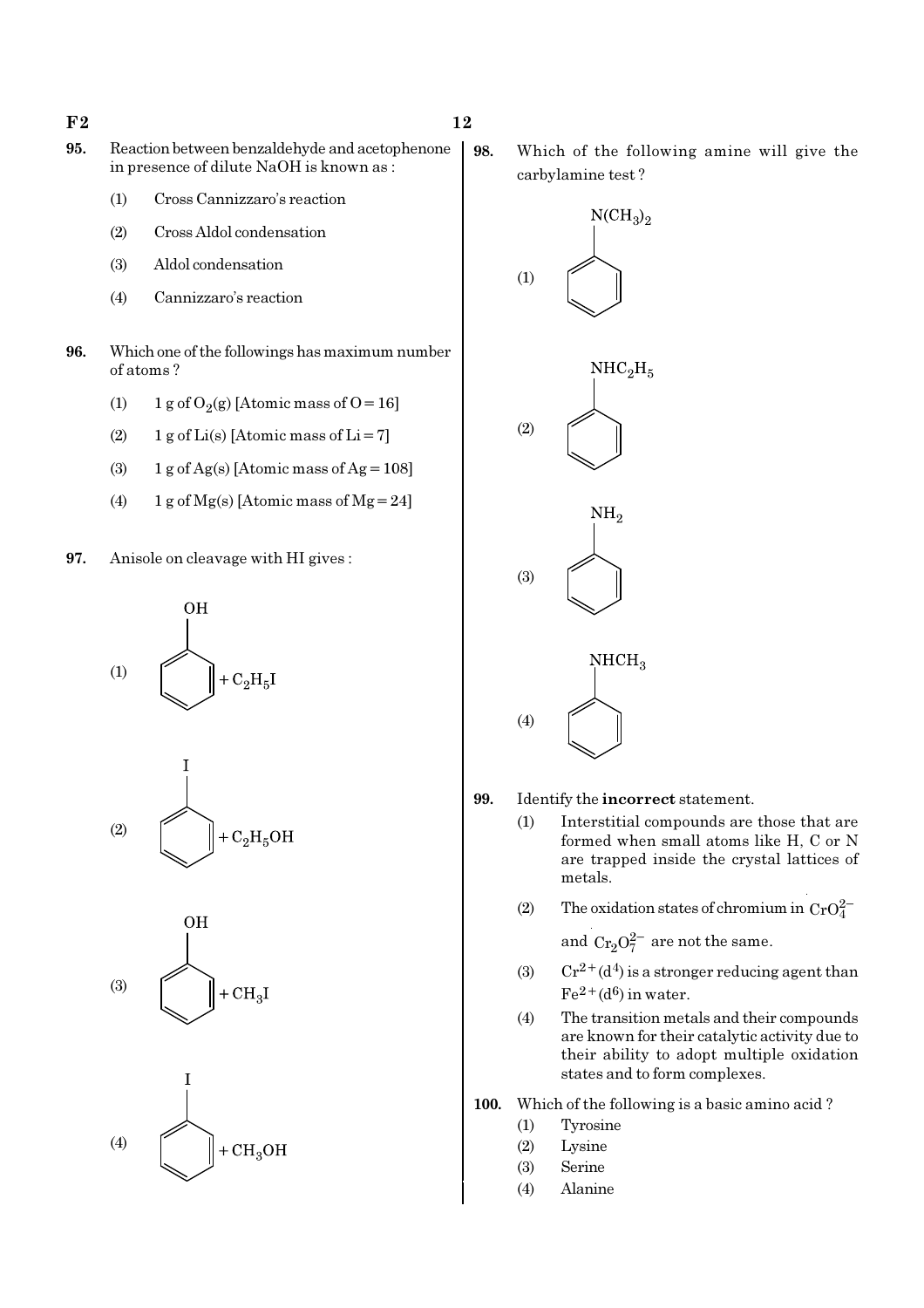95. Reaction between benzaldehyde and acetophenone in presence of dilute NaOH is known as :

(1) Cross Cannizzaro's reaction

(2) Cross Aldol condensation

(3) Aldol condensation

(4) Cannizzaro's reaction

96. Which one of the followings has maximum number of atoms ?

(1) 1 g of $O_2(g)$ [Atomic mass of O = 16]

(2) 1 g of Li(s) [Atomic mass of Li = 7]

(3) 1 g of Ag(s) [Atomic mass of Ag = 108]

(4) 1 g of Mg(s) [Atomic mass of Mg = 24]

97. Anisole on cleavage with HI gives :

(1) $C_6H_5OH$ (phenol) $+ C_2H_5I$

(2) $C_6H_5I$ (iodobenzene) $+ C_2H_5OH$

(3) $C_6H_5OH$ (phenol) $+ CH_3I$

(4) $C_6H_5I$ (iodobenzene) $+ CH_3OH$

98. Which of the following amine will give the carbylamine test ?

(1) $C_6H_5N(CH_3)_2$

(2) $C_6H_5NHC_2H_5$

(3) $C_6H_5NH_2$

(4) $C_6H_5NHCH_3$

99. Identify the **incorrect** statement.

(1) Interstitial compounds are those that are formed when small atoms like H, C or N are trapped inside the crystal lattices of metals.

(2) The oxidation states of chromium in $CrO_4^{2-}$ and $Cr_2O_7^{2-}$ are not the same.

(3) $Cr^{2+}(d^4)$ is a stronger reducing agent than $Fe^{2+}(d^6)$ in water.

(4) The transition metals and their compounds are known for their catalytic activity due to their ability to adopt multiple oxidation states and to form complexes.

100. Which of the following is a basic amino acid ?

(1) Tyrosine

(2) Lysine

(3) Serine

(4) Alanine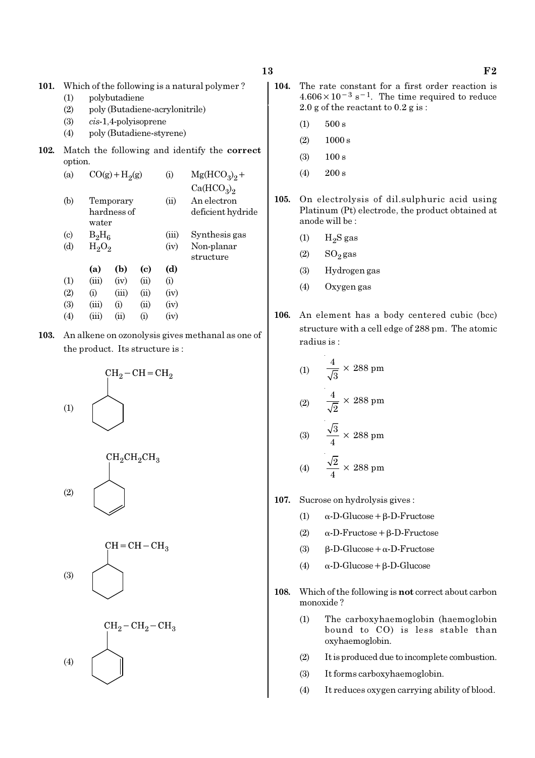**101.** Which of the following is a natural polymer ?

(1) polybutadiene
(2) poly (Butadiene-acrylonitrile)
(3) *cis*-1,4-polyisoprene
(4) poly (Butadiene-styrene)

**102.** Match the following and identify the **correct** option.

| | | | |
|---|---|---|---|
| (a) | $CO(g) + H_2(g)$ | (i) | $Mg(HCO_3)_2 + Ca(HCO_3)_2$ |
| (b) | Temporary hardness of water | (ii) | An electron deficient hydride |
| (c) | $B_2H_6$ | (iii) | Synthesis gas |
| (d) | $H_2O_2$ | (iv) | Non-planar structure |

| | (a) | (b) | (c) | (d) |
|---|---|---|---|---|
| (1) | (iii) | (iv) | (ii) | (i) |
| (2) | (i) | (iii) | (ii) | (iv) |
| (3) | (iii) | (i) | (ii) | (iv) |
| (4) | (iii) | (ii) | (i) | (iv) |

**103.** An alkene on ozonolysis gives methanal as one of the product. Its structure is :

(1) Cyclohexane ring bearing $CH_2-CH=CH_2$

(2) Cyclohexene ring bearing $CH_2CH_2CH_3$

(3) Cyclohexane ring bearing $CH=CH-CH_3$

(4) Cyclohexene ring bearing $CH_2-CH_2-CH_3$

**104.** The rate constant for a first order reaction is $4.606 \times 10^{-3}\ s^{-1}$. The time required to reduce 2.0 g of the reactant to 0.2 g is :

(1) 500 s
(2) 1000 s
(3) 100 s
(4) 200 s

**105.** On electrolysis of dil.sulphuric acid using Platinum (Pt) electrode, the product obtained at anode will be :

(1) $H_2S$ gas
(2) $SO_2$ gas
(3) Hydrogen gas
(4) Oxygen gas

**106.** An element has a body centered cubic (bcc) structure with a cell edge of 288 pm. The atomic radius is :

(1) $\frac{4}{\sqrt{3}} \times 288$ pm
(2) $\frac{4}{\sqrt{2}} \times 288$ pm
(3) $\frac{\sqrt{3}}{4} \times 288$ pm
(4) $\frac{\sqrt{2}}{4} \times 288$ pm

**107.** Sucrose on hydrolysis gives :

(1) α-D-Glucose + β-D-Fructose
(2) α-D-Fructose + β-D-Fructose
(3) β-D-Glucose + α-D-Fructose
(4) α-D-Glucose + β-D-Glucose

**108.** Which of the following is **not** correct about carbon monoxide ?

(1) The carboxyhaemoglobin (haemoglobin bound to CO) is less stable than oxyhaemoglobin.
(2) It is produced due to incomplete combustion.
(3) It forms carboxyhaemoglobin.
(4) It reduces oxygen carrying ability of blood.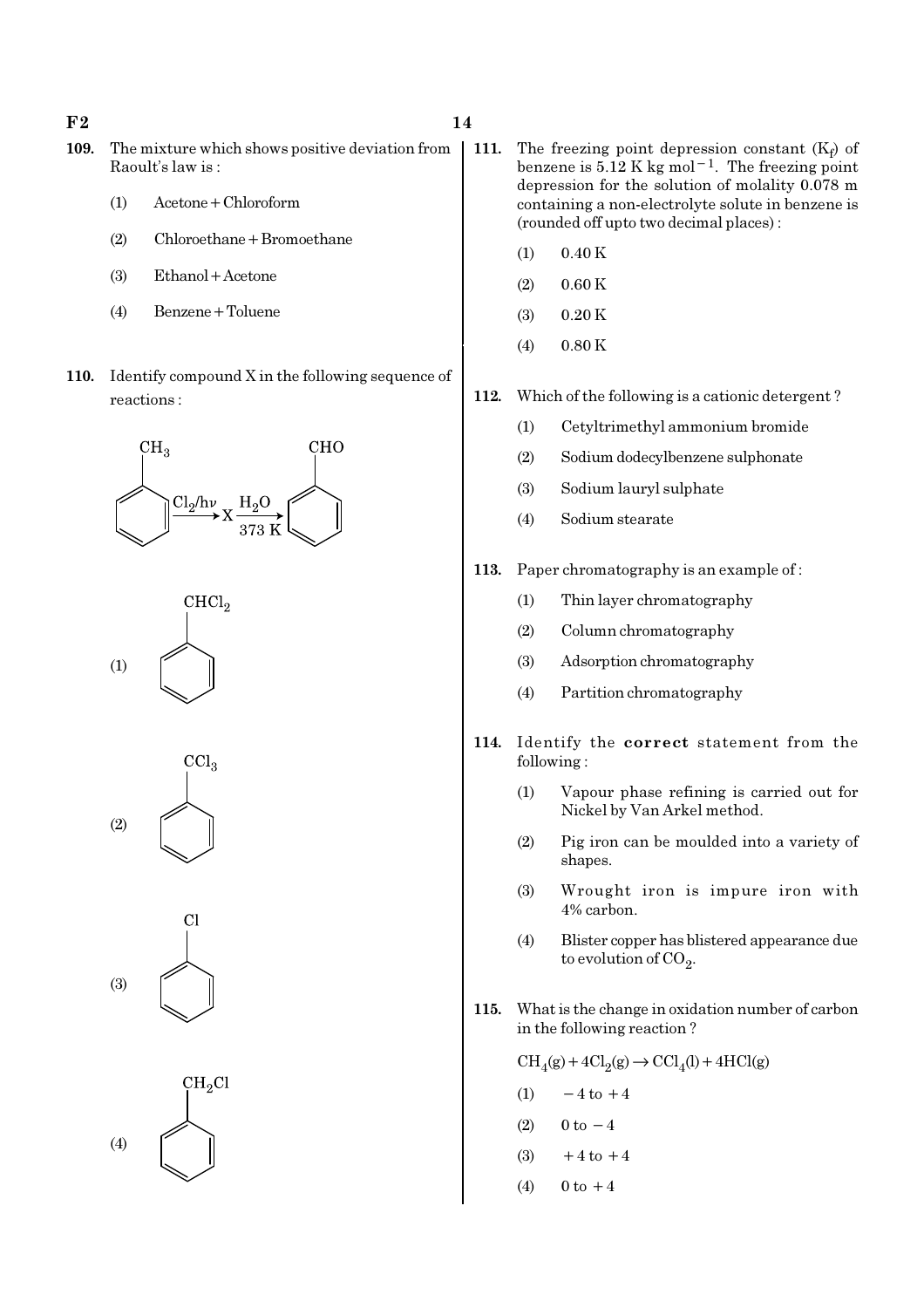109. The mixture which shows positive deviation from Raoult's law is :

(1) Acetone + Chloroform

(2) Chloroethane + Bromoethane

(3) Ethanol + Acetone

(4) Benzene + Toluene

110. Identify compound X in the following sequence of reactions :

$$C_6H_5CH_3 \xrightarrow{Cl_2/h\nu} X \xrightarrow[373\ K]{H_2O} C_6H_5CHO$$

(1) $C_6H_5CHCl_2$

(2) $C_6H_5CCl_3$

(3) $C_6H_5Cl$

(4) $C_6H_5CH_2Cl$

111. The freezing point depression constant ($K_f$) of benzene is 5.12 K kg mol$^{-1}$. The freezing point depression for the solution of molality 0.078 m containing a non-electrolyte solute in benzene is (rounded off upto two decimal places) :

(1) 0.40 K

(2) 0.60 K

(3) 0.20 K

(4) 0.80 K

112. Which of the following is a cationic detergent ?

(1) Cetyltrimethyl ammonium bromide

(2) Sodium dodecylbenzene sulphonate

(3) Sodium lauryl sulphate

(4) Sodium stearate

113. Paper chromatography is an example of :

(1) Thin layer chromatography

(2) Column chromatography

(3) Adsorption chromatography

(4) Partition chromatography

114. Identify the **correct** statement from the following :

(1) Vapour phase refining is carried out for Nickel by Van Arkel method.

(2) Pig iron can be moulded into a variety of shapes.

(3) Wrought iron is impure iron with 4% carbon.

(4) Blister copper has blistered appearance due to evolution of $CO_2$.

115. What is the change in oxidation number of carbon in the following reaction ?

$$CH_4(g) + 4Cl_2(g) \rightarrow CCl_4(l) + 4HCl(g)$$

(1) $-4$ to $+4$

(2) 0 to $-4$

(3) $+4$ to $+4$

(4) 0 to $+4$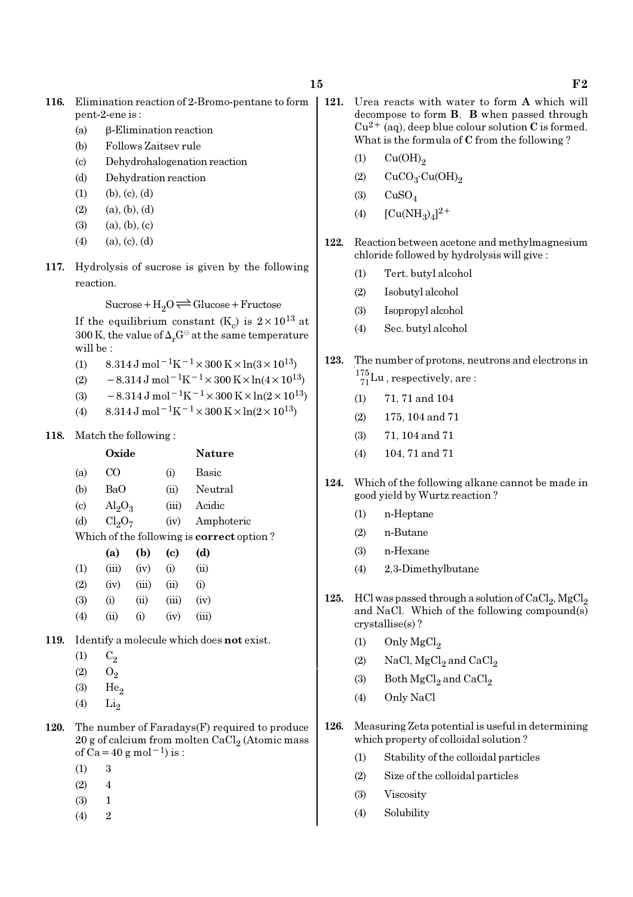116. Elimination reaction of 2-Bromo-pentane to form pent-2-ene is :

(a) β-Elimination reaction

(b) Follows Zaitsev rule

(c) Dehydrohalogenation reaction

(d) Dehydration reaction

(1) (b), (c), (d)

(2) (a), (b), (d)

(3) (a), (b), (c)

(4) (a), (c), (d)

117. Hydrolysis of sucrose is given by the following reaction.

$$\text{Sucrose} + H_2O \rightleftharpoons \text{Glucose} + \text{Fructose}$$

If the equilibrium constant ($K_c$) is $2 \times 10^{13}$ at 300 K, the value of $\Delta_r G^{\ominus}$ at the same temperature will be :

(1) $8.314\ \text{J mol}^{-1}\text{K}^{-1} \times 300\ \text{K} \times \ln(3 \times 10^{13})$

(2) $-8.314\ \text{J mol}^{-1}\text{K}^{-1} \times 300\ \text{K} \times \ln(4 \times 10^{13})$

(3) $-8.314\ \text{J mol}^{-1}\text{K}^{-1} \times 300\ \text{K} \times \ln(2 \times 10^{13})$

(4) $8.314\ \text{J mol}^{-1}\text{K}^{-1} \times 300\ \text{K} \times \ln(2 \times 10^{13})$

118. Match the following :

| | Oxide | | Nature |
|---|---|---|---|
| (a) | CO | (i) | Basic |
| (b) | BaO | (ii) | Neutral |
| (c) | $Al_2O_3$ | (iii) | Acidic |
| (d) | $Cl_2O_7$ | (iv) | Amphoteric |

Which of the following is **correct** option ?

| | (a) | (b) | (c) | (d) |
|---|---|---|---|---|
| (1) | (iii) | (iv) | (i) | (ii) |
| (2) | (iv) | (iii) | (ii) | (i) |
| (3) | (i) | (ii) | (iii) | (iv) |
| (4) | (ii) | (i) | (iv) | (iii) |

119. Identify a molecule which does **not** exist.

(1) $C_2$

(2) $O_2$

(3) $He_2$

(4) $Li_2$

120. The number of Faradays(F) required to produce 20 g of calcium from molten $CaCl_2$ (Atomic mass of Ca = 40 g mol$^{-1}$) is :

(1) 3

(2) 4

(3) 1

(4) 2

121. Urea reacts with water to form **A** which will decompose to form **B**. **B** when passed through $Cu^{2+}$ (aq), deep blue colour solution **C** is formed. What is the formula of **C** from the following ?

(1) $Cu(OH)_2$

(2) $CuCO_3 \cdot Cu(OH)_2$

(3) $CuSO_4$

(4) $[Cu(NH_3)_4]^{2+}$

122. Reaction between acetone and methylmagnesium chloride followed by hydrolysis will give :

(1) Tert. butyl alcohol

(2) Isobutyl alcohol

(3) Isopropyl alcohol

(4) Sec. butyl alcohol

123. The number of protons, neutrons and electrons in $^{175}_{71}Lu$, respectively, are :

(1) 71, 71 and 104

(2) 175, 104 and 71

(3) 71, 104 and 71

(4) 104, 71 and 71

124. Which of the following alkane cannot be made in good yield by Wurtz reaction ?

(1) n-Heptane

(2) n-Butane

(3) n-Hexane

(4) 2,3-Dimethylbutane

125. HCl was passed through a solution of $CaCl_2$, $MgCl_2$ and NaCl. Which of the following compound(s) crystallise(s) ?

(1) Only $MgCl_2$

(2) NaCl, $MgCl_2$ and $CaCl_2$

(3) Both $MgCl_2$ and $CaCl_2$

(4) Only NaCl

126. Measuring Zeta potential is useful in determining which property of colloidal solution ?

(1) Stability of the colloidal particles

(2) Size of the colloidal particles

(3) Viscosity

(4) Solubility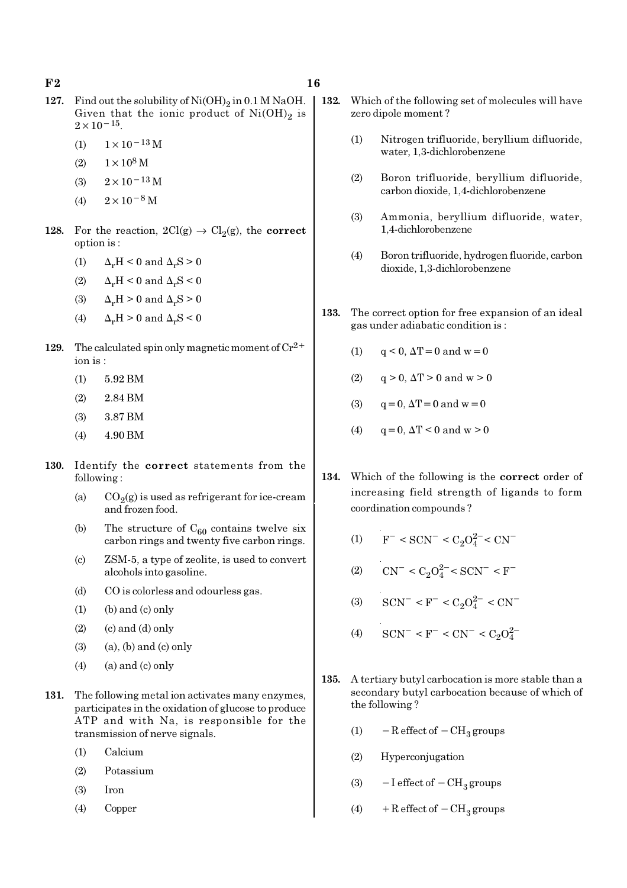127. Find out the solubility of $Ni(OH)_2$ in 0.1 M NaOH. Given that the ionic product of $Ni(OH)_2$ is $2 \times 10^{-15}$.

(1) $1 \times 10^{-13}$ M

(2) $1 \times 10^{8}$ M

(3) $2 \times 10^{-13}$ M

(4) $2 \times 10^{-8}$ M

128. For the reaction, $2Cl(g) \rightarrow Cl_2(g)$, the **correct** option is :

(1) $\Delta_r H < 0$ and $\Delta_r S > 0$

(2) $\Delta_r H < 0$ and $\Delta_r S < 0$

(3) $\Delta_r H > 0$ and $\Delta_r S > 0$

(4) $\Delta_r H > 0$ and $\Delta_r S < 0$

129. The calculated spin only magnetic moment of $Cr^{2+}$ ion is :

(1) 5.92 BM

(2) 2.84 BM

(3) 3.87 BM

(4) 4.90 BM

130. Identify the **correct** statements from the following :

(a) $CO_2(g)$ is used as refrigerant for ice-cream and frozen food.

(b) The structure of $C_{60}$ contains twelve six carbon rings and twenty five carbon rings.

(c) ZSM-5, a type of zeolite, is used to convert alcohols into gasoline.

(d) CO is colorless and odourless gas.

(1) (b) and (c) only

(2) (c) and (d) only

(3) (a), (b) and (c) only

(4) (a) and (c) only

131. The following metal ion activates many enzymes, participates in the oxidation of glucose to produce ATP and with Na, is responsible for the transmission of nerve signals.

(1) Calcium

(2) Potassium

(3) Iron

(4) Copper

132. Which of the following set of molecules will have zero dipole moment ?

(1) Nitrogen trifluoride, beryllium difluoride, water, 1,3-dichlorobenzene

(2) Boron trifluoride, beryllium difluoride, carbon dioxide, 1,4-dichlorobenzene

(3) Ammonia, beryllium difluoride, water, 1,4-dichlorobenzene

(4) Boron trifluoride, hydrogen fluoride, carbon dioxide, 1,3-dichlorobenzene

133. The correct option for free expansion of an ideal gas under adiabatic condition is :

(1) $q < 0$, $\Delta T = 0$ and $w = 0$

(2) $q > 0$, $\Delta T > 0$ and $w > 0$

(3) $q = 0$, $\Delta T = 0$ and $w = 0$

(4) $q = 0$, $\Delta T < 0$ and $w > 0$

134. Which of the following is the **correct** order of increasing field strength of ligands to form coordination compounds ?

(1) $F^- < SCN^- < C_2O_4^{2-} < CN^-$

(2) $CN^- < C_2O_4^{2-} < SCN^- < F^-$

(3) $SCN^- < F^- < C_2O_4^{2-} < CN^-$

(4) $SCN^- < F^- < CN^- < C_2O_4^{2-}$

135. A tertiary butyl carbocation is more stable than a secondary butyl carbocation because of which of the following ?

(1) $-R$ effect of $-CH_3$ groups

(2) Hyperconjugation

(3) $-I$ effect of $-CH_3$ groups

(4) $+R$ effect of $-CH_3$ groups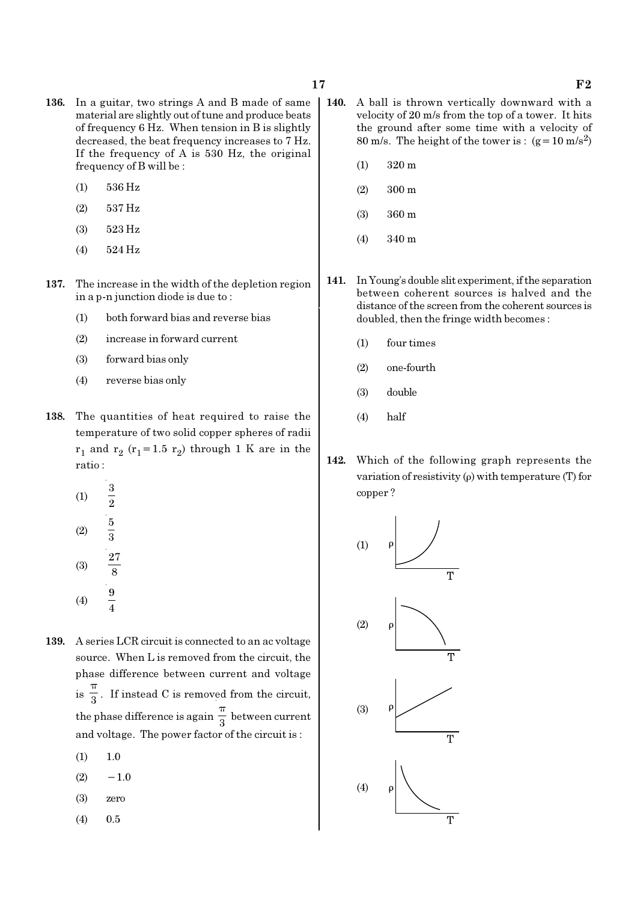**136.** In a guitar, two strings A and B made of same material are slightly out of tune and produce beats of frequency 6 Hz. When tension in B is slightly decreased, the beat frequency increases to 7 Hz. If the frequency of A is 530 Hz, the original frequency of B will be :

(1) 536 Hz

(2) 537 Hz

(3) 523 Hz

(4) 524 Hz

**137.** The increase in the width of the depletion region in a p-n junction diode is due to :

(1) both forward bias and reverse bias

(2) increase in forward current

(3) forward bias only

(4) reverse bias only

**138.** The quantities of heat required to raise the temperature of two solid copper spheres of radii $r_1$ and $r_2$ ($r_1 = 1.5\ r_2$) through 1 K are in the ratio :

(1) $\frac{3}{2}$

(2) $\frac{5}{3}$

(3) $\frac{27}{8}$

(4) $\frac{9}{4}$

**139.** A series LCR circuit is connected to an ac voltage source. When L is removed from the circuit, the phase difference between current and voltage is $\frac{\pi}{3}$. If instead C is removed from the circuit, the phase difference is again $\frac{\pi}{3}$ between current and voltage. The power factor of the circuit is :

(1) 1.0

(2) $-1.0$

(3) zero

(4) 0.5

**140.** A ball is thrown vertically downward with a velocity of 20 m/s from the top of a tower. It hits the ground after some time with a velocity of 80 m/s. The height of the tower is : ($g = 10\ m/s^2$)

(1) 320 m

(2) 300 m

(3) 360 m

(4) 340 m

**141.** In Young's double slit experiment, if the separation between coherent sources is halved and the distance of the screen from the coherent sources is doubled, then the fringe width becomes :

(1) four times

(2) one-fourth

(3) double

(4) half

**142.** Which of the following graph represents the variation of resistivity (ρ) with temperature (T) for copper ?

(1) [Graph: ρ vs T]

(2) [Graph: ρ vs T]

(3) [Graph: ρ vs T]

(4) [Graph: ρ vs T]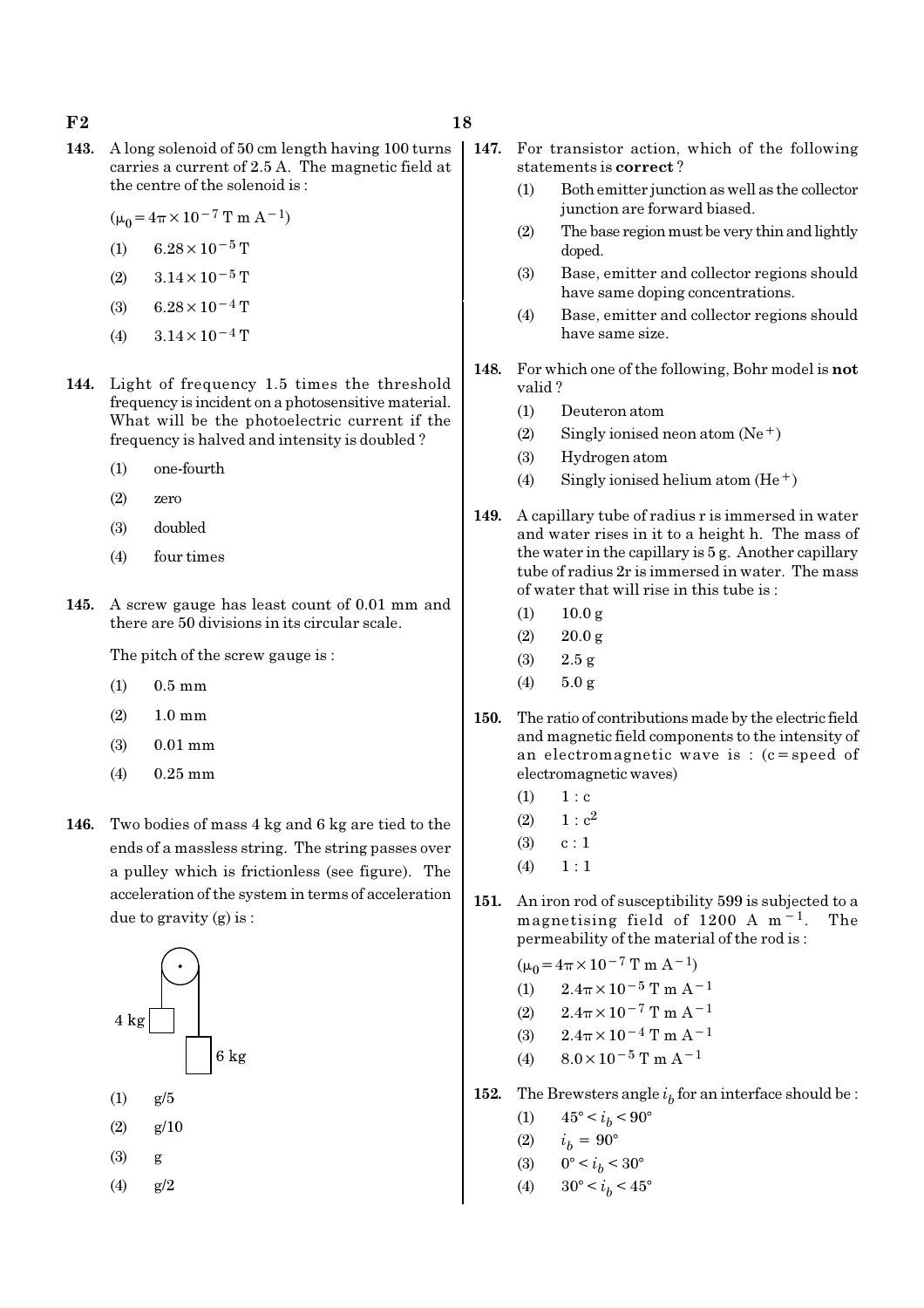**143.** A long solenoid of 50 cm length having 100 turns carries a current of 2.5 A. The magnetic field at the centre of the solenoid is :

($\mu_0 = 4\pi \times 10^{-7}$ T m $A^{-1}$)

(1) $6.28 \times 10^{-5}$ T

(2) $3.14 \times 10^{-5}$ T

(3) $6.28 \times 10^{-4}$ T

(4) $3.14 \times 10^{-4}$ T

**144.** Light of frequency 1.5 times the threshold frequency is incident on a photosensitive material. What will be the photoelectric current if the frequency is halved and intensity is doubled ?

(1) one-fourth

(2) zero

(3) doubled

(4) four times

**145.** A screw gauge has least count of 0.01 mm and there are 50 divisions in its circular scale.

The pitch of the screw gauge is :

(1) 0.5 mm

(2) 1.0 mm

(3) 0.01 mm

(4) 0.25 mm

**146.** Two bodies of mass 4 kg and 6 kg are tied to the ends of a massless string. The string passes over a pulley which is frictionless (see figure). The acceleration of the system in terms of acceleration due to gravity (g) is :

4 kg

6 kg

(1) g/5

(2) g/10

(3) g

(4) g/2

**147.** For transistor action, which of the following statements is **correct** ?

(1) Both emitter junction as well as the collector junction are forward biased.

(2) The base region must be very thin and lightly doped.

(3) Base, emitter and collector regions should have same doping concentrations.

(4) Base, emitter and collector regions should have same size.

**148.** For which one of the following, Bohr model is **not** valid ?

(1) Deuteron atom

(2) Singly ionised neon atom ($Ne^+$)

(3) Hydrogen atom

(4) Singly ionised helium atom ($He^+$)

**149.** A capillary tube of radius r is immersed in water and water rises in it to a height h. The mass of the water in the capillary is 5 g. Another capillary tube of radius 2r is immersed in water. The mass of water that will rise in this tube is :

(1) 10.0 g

(2) 20.0 g

(3) 2.5 g

(4) 5.0 g

**150.** The ratio of contributions made by the electric field and magnetic field components to the intensity of an electromagnetic wave is : (c = speed of electromagnetic waves)

(1) 1 : c

(2) 1 : $c^2$

(3) c : 1

(4) 1 : 1

**151.** An iron rod of susceptibility 599 is subjected to a magnetising field of 1200 A $m^{-1}$. The permeability of the material of the rod is :

($\mu_0 = 4\pi \times 10^{-7}$ T m $A^{-1}$)

(1) $2.4\pi \times 10^{-5}$ T m $A^{-1}$

(2) $2.4\pi \times 10^{-7}$ T m $A^{-1}$

(3) $2.4\pi \times 10^{-4}$ T m $A^{-1}$

(4) $8.0 \times 10^{-5}$ T m $A^{-1}$

**152.** The Brewsters angle $i_b$ for an interface should be :

(1) $45° < i_b < 90°$

(2) $i_b = 90°$

(3) $0° < i_b < 30°$

(4) $30° < i_b < 45°$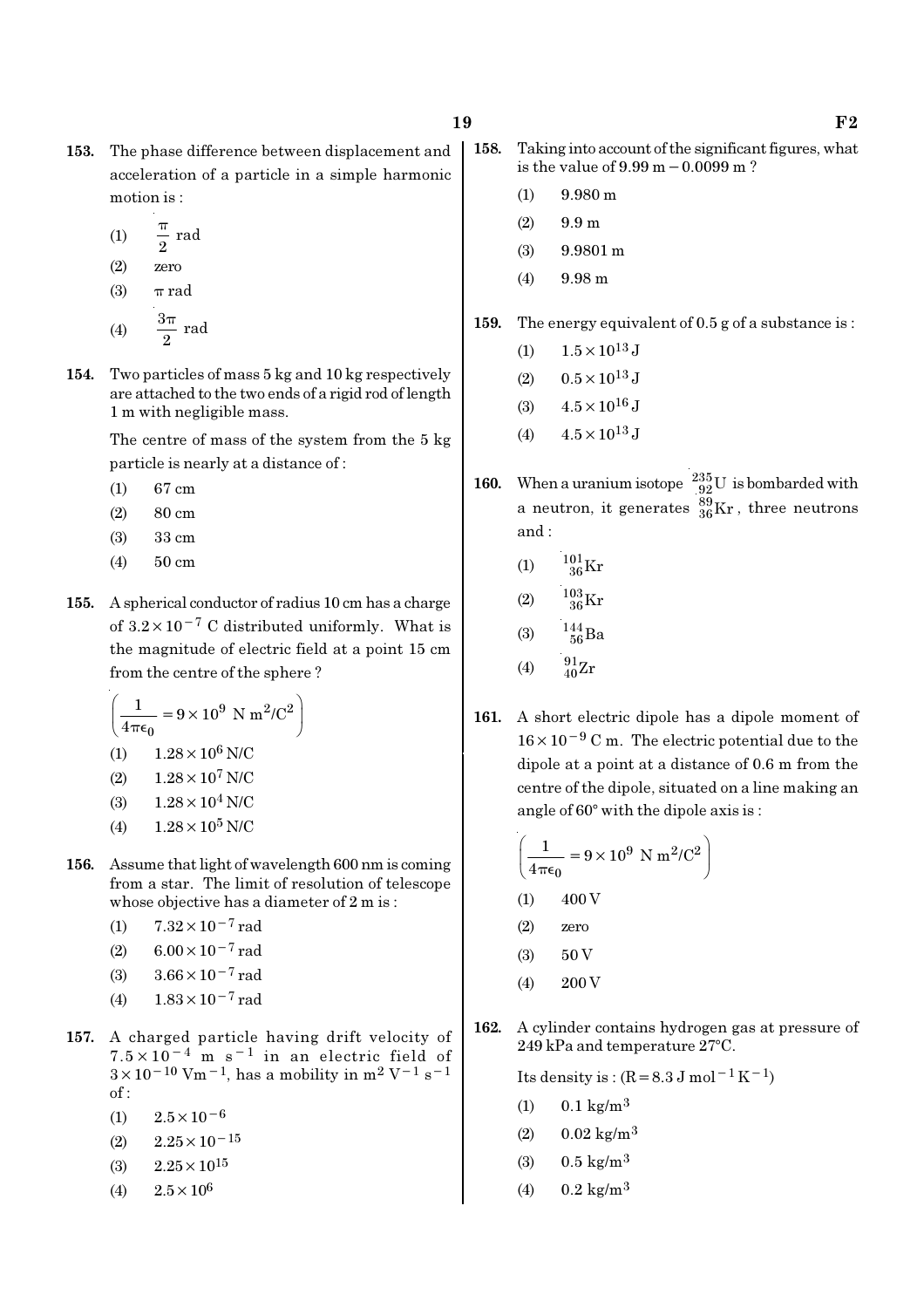**153.** The phase difference between displacement and acceleration of a particle in a simple harmonic motion is :

(1) $\frac{\pi}{2}$ rad

(2) zero

(3) $\pi$ rad

(4) $\frac{3\pi}{2}$ rad

**154.** Two particles of mass 5 kg and 10 kg respectively are attached to the two ends of a rigid rod of length 1 m with negligible mass.

The centre of mass of the system from the 5 kg particle is nearly at a distance of :

(1) 67 cm

(2) 80 cm

(3) 33 cm

(4) 50 cm

**155.** A spherical conductor of radius 10 cm has a charge of $3.2 \times 10^{-7}$ C distributed uniformly. What is the magnitude of electric field at a point 15 cm from the centre of the sphere ?

$\left(\frac{1}{4\pi\epsilon_0} = 9 \times 10^9 \text{ N m}^2/\text{C}^2\right)$

(1) $1.28 \times 10^6$ N/C

(2) $1.28 \times 10^7$ N/C

(3) $1.28 \times 10^4$ N/C

(4) $1.28 \times 10^5$ N/C

**156.** Assume that light of wavelength 600 nm is coming from a star. The limit of resolution of telescope whose objective has a diameter of 2 m is :

(1) $7.32 \times 10^{-7}$ rad

(2) $6.00 \times 10^{-7}$ rad

(3) $3.66 \times 10^{-7}$ rad

(4) $1.83 \times 10^{-7}$ rad

**157.** A charged particle having drift velocity of $7.5 \times 10^{-4}$ m s$^{-1}$ in an electric field of $3 \times 10^{-10}$ Vm$^{-1}$, has a mobility in m$^2$ V$^{-1}$ s$^{-1}$ of :

(1) $2.5 \times 10^{-6}$

(2) $2.25 \times 10^{-15}$

(3) $2.25 \times 10^{15}$

(4) $2.5 \times 10^{6}$

**158.** Taking into account of the significant figures, what is the value of 9.99 m − 0.0099 m ?

(1) 9.980 m

(2) 9.9 m

(3) 9.9801 m

(4) 9.98 m

**159.** The energy equivalent of 0.5 g of a substance is :

(1) $1.5 \times 10^{13}$ J

(2) $0.5 \times 10^{13}$ J

(3) $4.5 \times 10^{16}$ J

(4) $4.5 \times 10^{13}$ J

**160.** When a uranium isotope ${}^{235}_{92}\text{U}$ is bombarded with a neutron, it generates ${}^{89}_{36}\text{Kr}$, three neutrons and :

(1) ${}^{101}_{36}\text{Kr}$

(2) ${}^{103}_{36}\text{Kr}$

(3) ${}^{144}_{56}\text{Ba}$

(4) ${}^{91}_{40}\text{Zr}$

**161.** A short electric dipole has a dipole moment of $16 \times 10^{-9}$ C m. The electric potential due to the dipole at a point at a distance of 0.6 m from the centre of the dipole, situated on a line making an angle of 60° with the dipole axis is :

$\left(\frac{1}{4\pi\epsilon_0} = 9 \times 10^9 \text{ N m}^2/\text{C}^2\right)$

(1) 400 V

(2) zero

(3) 50 V

(4) 200 V

**162.** A cylinder contains hydrogen gas at pressure of 249 kPa and temperature 27°C.

Its density is : (R = 8.3 J mol$^{-1}$ K$^{-1}$)

(1) 0.1 kg/m$^3$

(2) 0.02 kg/m$^3$

(3) 0.5 kg/m$^3$

(4) 0.2 kg/m$^3$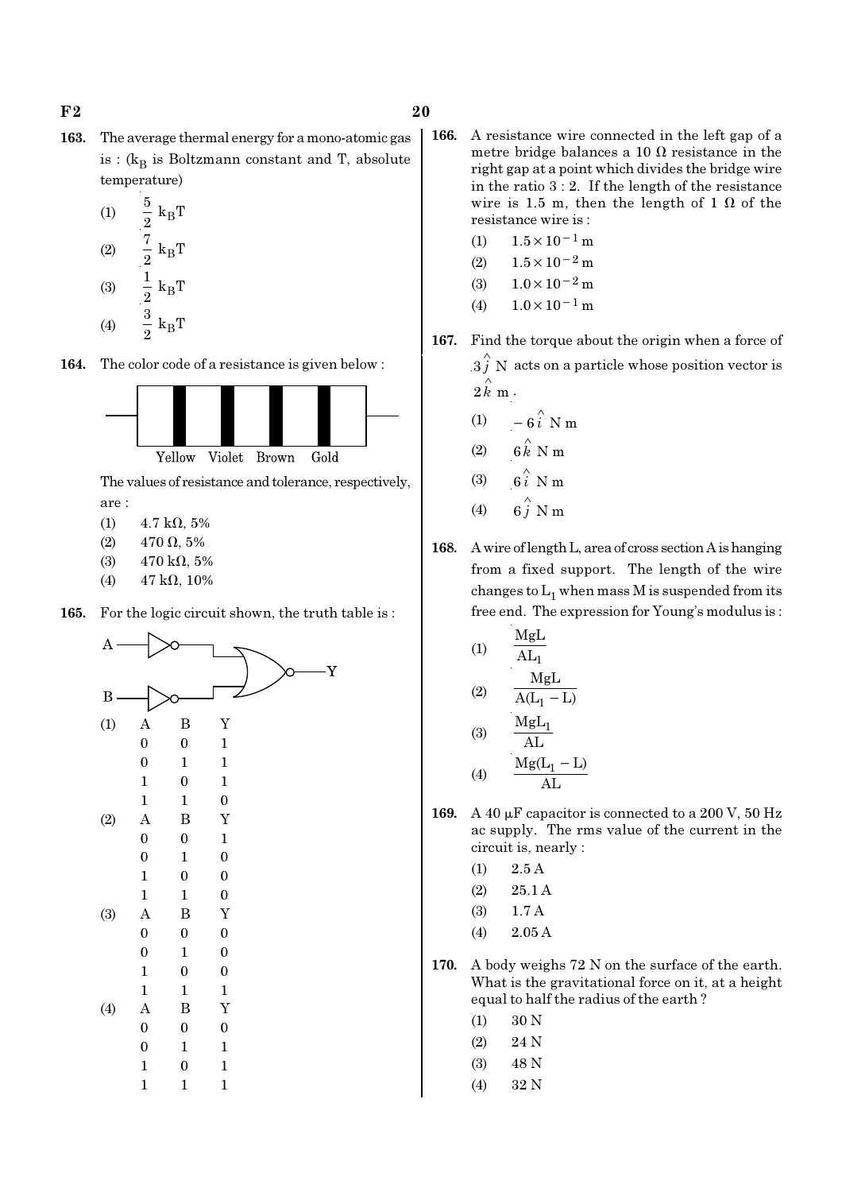**163.** The average thermal energy for a mono-atomic gas is : ($k_B$ is Boltzmann constant and T, absolute temperature)

(1) $\frac{5}{2} k_B T$

(2) $\frac{7}{2} k_B T$

(3) $\frac{1}{2} k_B T$

(4) $\frac{3}{2} k_B T$

**164.** The color code of a resistance is given below :

Yellow Violet Brown Gold

The values of resistance and tolerance, respectively, are :

(1) 4.7 kΩ, 5%

(2) 470 Ω, 5%

(3) 470 kΩ, 5%

(4) 47 kΩ, 10%

**165.** For the logic circuit shown, the truth table is :

(1)

| A | B | Y |
|---|---|---|
| 0 | 0 | 1 |
| 0 | 1 | 1 |
| 1 | 0 | 1 |
| 1 | 1 | 0 |

(2)

| A | B | Y |
|---|---|---|
| 0 | 0 | 1 |
| 0 | 1 | 0 |
| 1 | 0 | 0 |
| 1 | 1 | 0 |

(3)

| A | B | Y |
|---|---|---|
| 0 | 0 | 0 |
| 0 | 1 | 0 |
| 1 | 0 | 0 |
| 1 | 1 | 1 |

(4)

| A | B | Y |
|---|---|---|
| 0 | 0 | 0 |
| 0 | 1 | 1 |
| 1 | 0 | 1 |
| 1 | 1 | 1 |

**166.** A resistance wire connected in the left gap of a metre bridge balances a 10 Ω resistance in the right gap at a point which divides the bridge wire in the ratio 3 : 2. If the length of the resistance wire is 1.5 m, then the length of 1 Ω of the resistance wire is :

(1) $1.5 \times 10^{-1}$ m

(2) $1.5 \times 10^{-2}$ m

(3) $1.0 \times 10^{-2}$ m

(4) $1.0 \times 10^{-1}$ m

**167.** Find the torque about the origin when a force of $3\hat{j}$ N acts on a particle whose position vector is $2\hat{k}$ m.

(1) $-6\hat{i}$ N m

(2) $6\hat{k}$ N m

(3) $6\hat{i}$ N m

(4) $6\hat{j}$ N m

**168.** A wire of length L, area of cross section A is hanging from a fixed support. The length of the wire changes to $L_1$ when mass M is suspended from its free end. The expression for Young's modulus is :

(1) $\frac{MgL}{AL_1}$

(2) $\frac{MgL}{A(L_1 - L)}$

(3) $\frac{MgL_1}{AL}$

(4) $\frac{Mg(L_1 - L)}{AL}$

**169.** A 40 μF capacitor is connected to a 200 V, 50 Hz ac supply. The rms value of the current in the circuit is, nearly :

(1) 2.5 A

(2) 25.1 A

(3) 1.7 A

(4) 2.05 A

**170.** A body weighs 72 N on the surface of the earth. What is the gravitational force on it, at a height equal to half the radius of the earth ?

(1) 30 N

(2) 24 N

(3) 48 N

(4) 32 N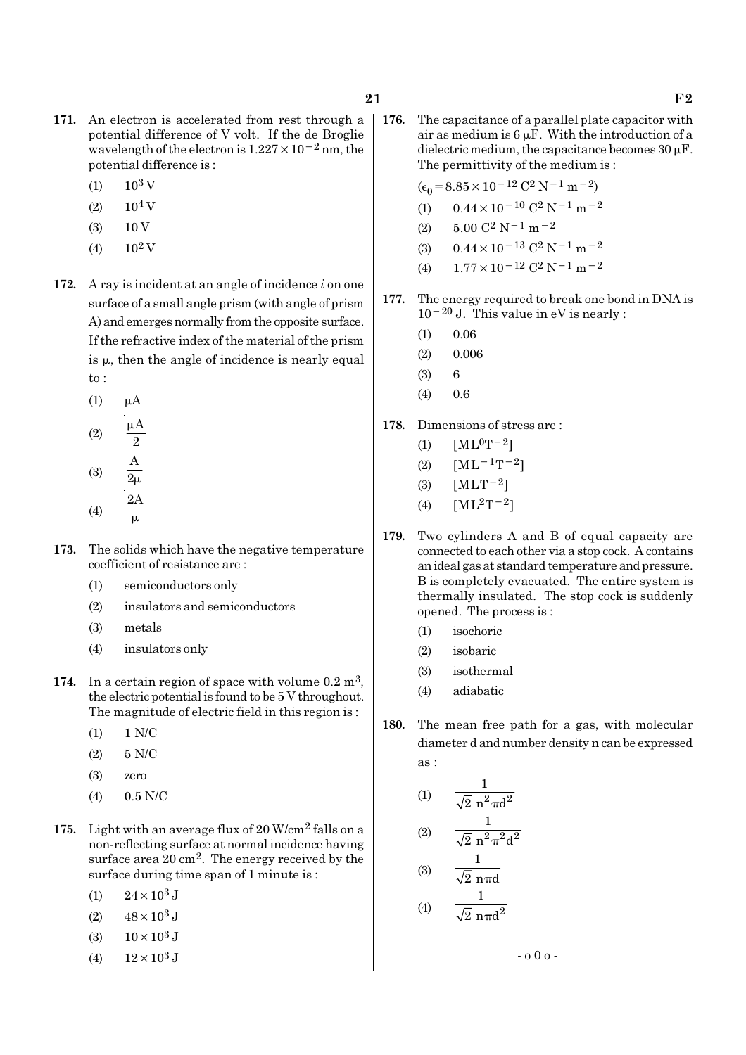171. An electron is accelerated from rest through a potential difference of V volt. If the de Broglie wavelength of the electron is $1.227 \times 10^{-2}$ nm, the potential difference is :

(1) $10^3$ V

(2) $10^4$ V

(3) 10 V

(4) $10^2$ V

172. A ray is incident at an angle of incidence $i$ on one surface of a small angle prism (with angle of prism A) and emerges normally from the opposite surface. If the refractive index of the material of the prism is $\mu$, then the angle of incidence is nearly equal to :

(1) $\mu A$

(2) $\frac{\mu A}{2}$

(3) $\frac{A}{2\mu}$

(4) $\frac{2A}{\mu}$

173. The solids which have the negative temperature coefficient of resistance are :

(1) semiconductors only

(2) insulators and semiconductors

(3) metals

(4) insulators only

174. In a certain region of space with volume 0.2 $m^3$, the electric potential is found to be 5 V throughout. The magnitude of electric field in this region is :

(1) 1 N/C

(2) 5 N/C

(3) zero

(4) 0.5 N/C

175. Light with an average flux of 20 $W/cm^2$ falls on a non-reflecting surface at normal incidence having surface area 20 $cm^2$. The energy received by the surface during time span of 1 minute is :

(1) $24 \times 10^3$ J

(2) $48 \times 10^3$ J

(3) $10 \times 10^3$ J

(4) $12 \times 10^3$ J

176. The capacitance of a parallel plate capacitor with air as medium is 6 $\mu$F. With the introduction of a dielectric medium, the capacitance becomes 30 $\mu$F. The permittivity of the medium is :

($\epsilon_0 = 8.85 \times 10^{-12}$ $C^2 N^{-1} m^{-2}$)

(1) $0.44 \times 10^{-10}$ $C^2 N^{-1} m^{-2}$

(2) $5.00$ $C^2 N^{-1} m^{-2}$

(3) $0.44 \times 10^{-13}$ $C^2 N^{-1} m^{-2}$

(4) $1.77 \times 10^{-12}$ $C^2 N^{-1} m^{-2}$

177. The energy required to break one bond in DNA is $10^{-20}$ J. This value in eV is nearly :

(1) 0.06

(2) 0.006

(3) 6

(4) 0.6

178. Dimensions of stress are :

(1) $[ML^0T^{-2}]$

(2) $[ML^{-1}T^{-2}]$

(3) $[MLT^{-2}]$

(4) $[ML^2T^{-2}]$

179. Two cylinders A and B of equal capacity are connected to each other via a stop cock. A contains an ideal gas at standard temperature and pressure. B is completely evacuated. The entire system is thermally insulated. The stop cock is suddenly opened. The process is :

(1) isochoric

(2) isobaric

(3) isothermal

(4) adiabatic

180. The mean free path for a gas, with molecular diameter d and number density n can be expressed as :

(1) $\frac{1}{\sqrt{2}\, n^2 \pi d^2}$

(2) $\frac{1}{\sqrt{2}\, n^2 \pi^2 d^2}$

(3) $\frac{1}{\sqrt{2}\, n \pi d}$

(4) $\frac{1}{\sqrt{2}\, n \pi d^2}$

- o 0 o -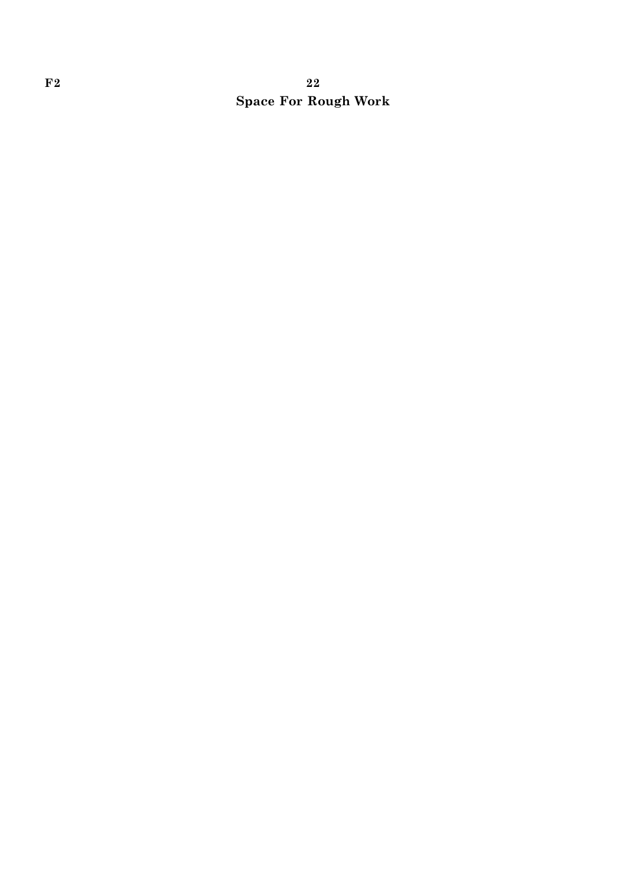# Space For Rough Work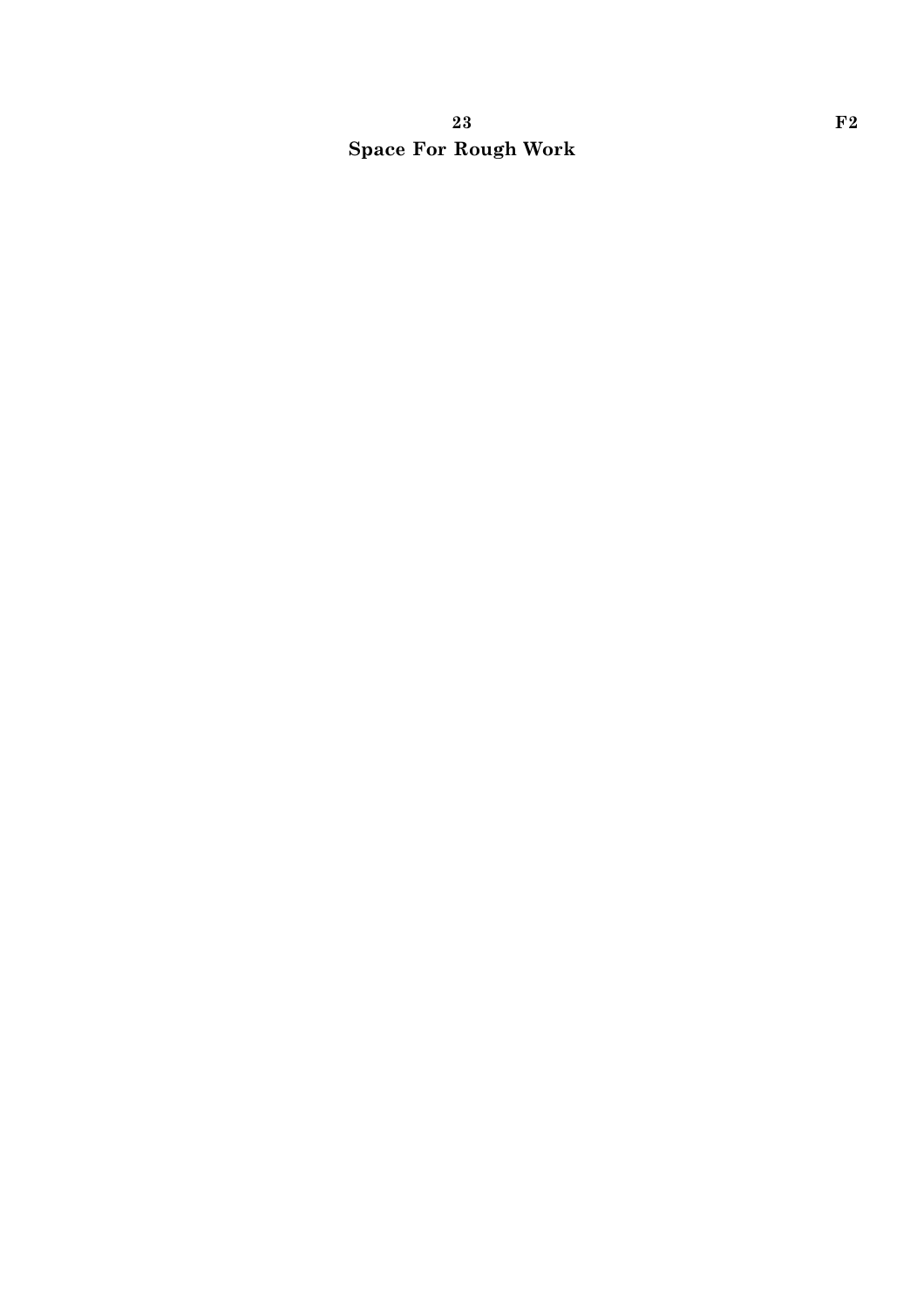**Space For Rough Work**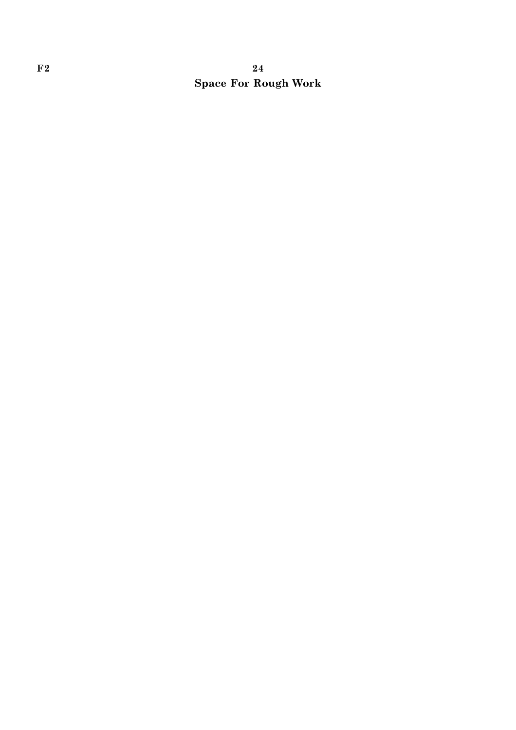**Space For Rough Work**